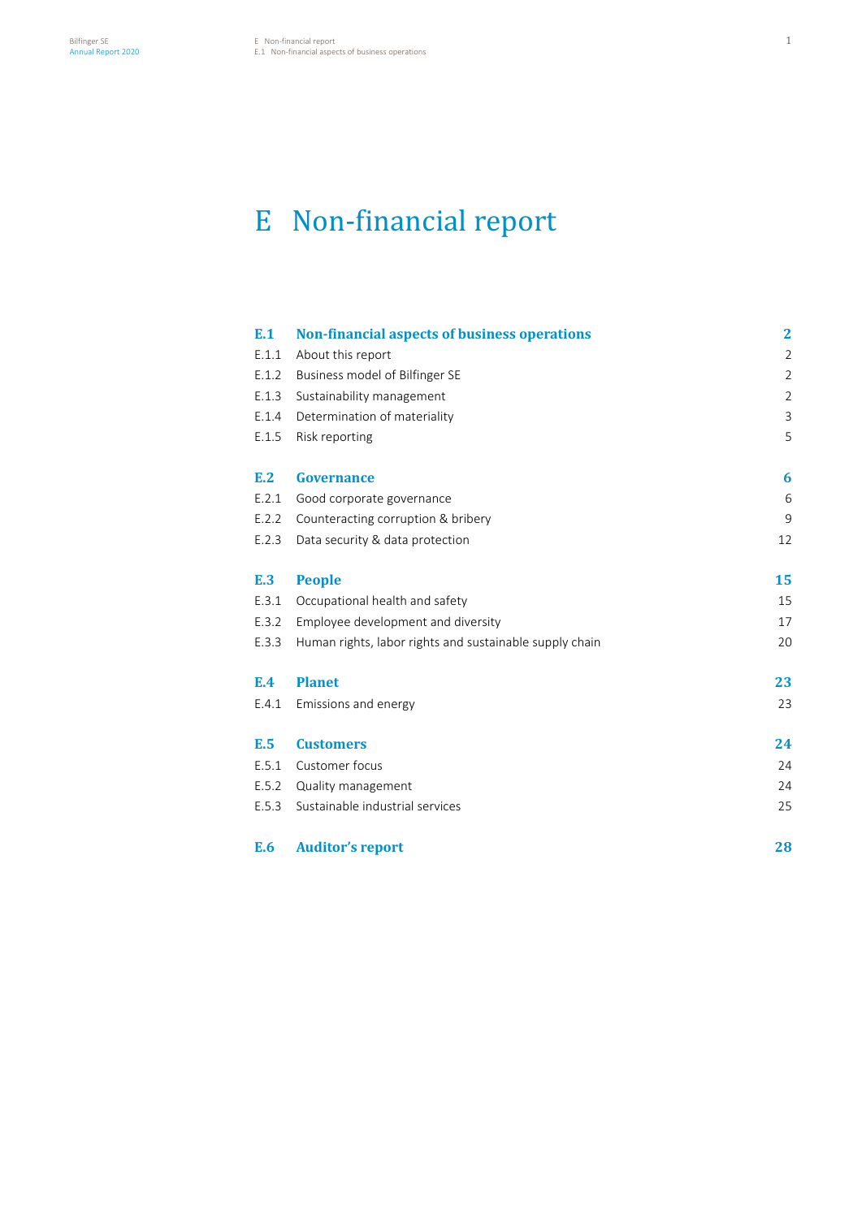# E Non-financial report

| | | |
|---|---|---|
| **E.1** | **Non-financial aspects of business operations** | **2** |
| E.1.1 | About this report | 2 |
| E.1.2 | Business model of Bilfinger SE | 2 |
| E.1.3 | Sustainability management | 2 |
| E.1.4 | Determination of materiality | 3 |
| E.1.5 | Risk reporting | 5 |
| **E.2** | **Governance** | **6** |
| E.2.1 | Good corporate governance | 6 |
| E.2.2 | Counteracting corruption & bribery | 9 |
| E.2.3 | Data security & data protection | 12 |
| **E.3** | **People** | **15** |
| E.3.1 | Occupational health and safety | 15 |
| E.3.2 | Employee development and diversity | 17 |
| E.3.3 | Human rights, labor rights and sustainable supply chain | 20 |
| **E.4** | **Planet** | **23** |
| E.4.1 | Emissions and energy | 23 |
| **E.5** | **Customers** | **24** |
| E.5.1 | Customer focus | 24 |
| E.5.2 | Quality management | 24 |
| E.5.3 | Sustainable industrial services | 25 |
| **E.6** | **Auditor's report** | **28** |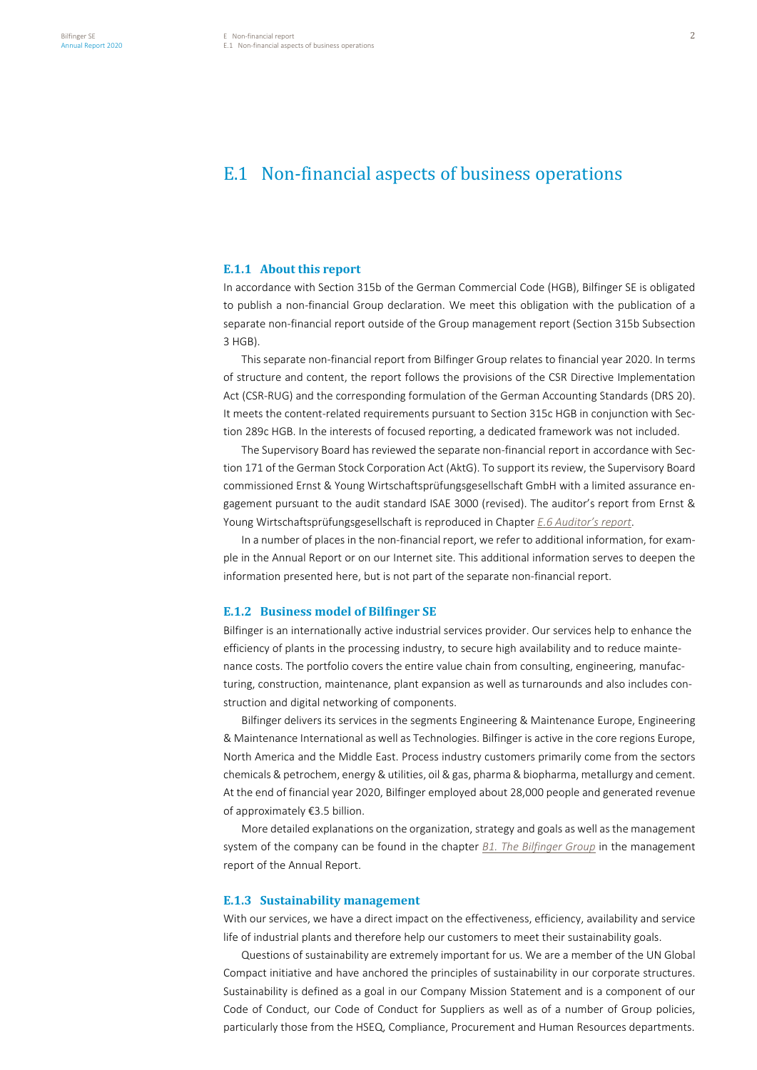## E.1 Non-financial aspects of business operations

### E.1.1 About this report

In accordance with Section 315b of the German Commercial Code (HGB), Bilfinger SE is obligated to publish a non-financial Group declaration. We meet this obligation with the publication of a separate non-financial report outside of the Group management report (Section 315b Subsection 3 HGB).

This separate non-financial report from Bilfinger Group relates to financial year 2020. In terms of structure and content, the report follows the provisions of the CSR Directive Implementation Act (CSR-RUG) and the corresponding formulation of the German Accounting Standards (DRS 20). It meets the content-related requirements pursuant to Section 315c HGB in conjunction with Section 289c HGB. In the interests of focused reporting, a dedicated framework was not included.

The Supervisory Board has reviewed the separate non-financial report in accordance with Section 171 of the German Stock Corporation Act (AktG). To support its review, the Supervisory Board commissioned Ernst & Young Wirtschaftsprüfungsgesellschaft GmbH with a limited assurance engagement pursuant to the audit standard ISAE 3000 (revised). The auditor's report from Ernst & Young Wirtschaftsprüfungsgesellschaft is reproduced in Chapter *E.6 Auditor's report*.

In a number of places in the non-financial report, we refer to additional information, for example in the Annual Report or on our Internet site. This additional information serves to deepen the information presented here, but is not part of the separate non-financial report.

### E.1.2 Business model of Bilfinger SE

Bilfinger is an internationally active industrial services provider. Our services help to enhance the efficiency of plants in the processing industry, to secure high availability and to reduce maintenance costs. The portfolio covers the entire value chain from consulting, engineering, manufacturing, construction, maintenance, plant expansion as well as turnarounds and also includes construction and digital networking of components.

Bilfinger delivers its services in the segments Engineering & Maintenance Europe, Engineering & Maintenance International as well as Technologies. Bilfinger is active in the core regions Europe, North America and the Middle East. Process industry customers primarily come from the sectors chemicals & petrochem, energy & utilities, oil & gas, pharma & biopharma, metallurgy and cement. At the end of financial year 2020, Bilfinger employed about 28,000 people and generated revenue of approximately €3.5 billion.

More detailed explanations on the organization, strategy and goals as well as the management system of the company can be found in the chapter *B1. The Bilfinger Group* in the management report of the Annual Report.

### E.1.3 Sustainability management

With our services, we have a direct impact on the effectiveness, efficiency, availability and service life of industrial plants and therefore help our customers to meet their sustainability goals.

Questions of sustainability are extremely important for us. We are a member of the UN Global Compact initiative and have anchored the principles of sustainability in our corporate structures. Sustainability is defined as a goal in our Company Mission Statement and is a component of our Code of Conduct, our Code of Conduct for Suppliers as well as of a number of Group policies, particularly those from the HSEQ, Compliance, Procurement and Human Resources departments.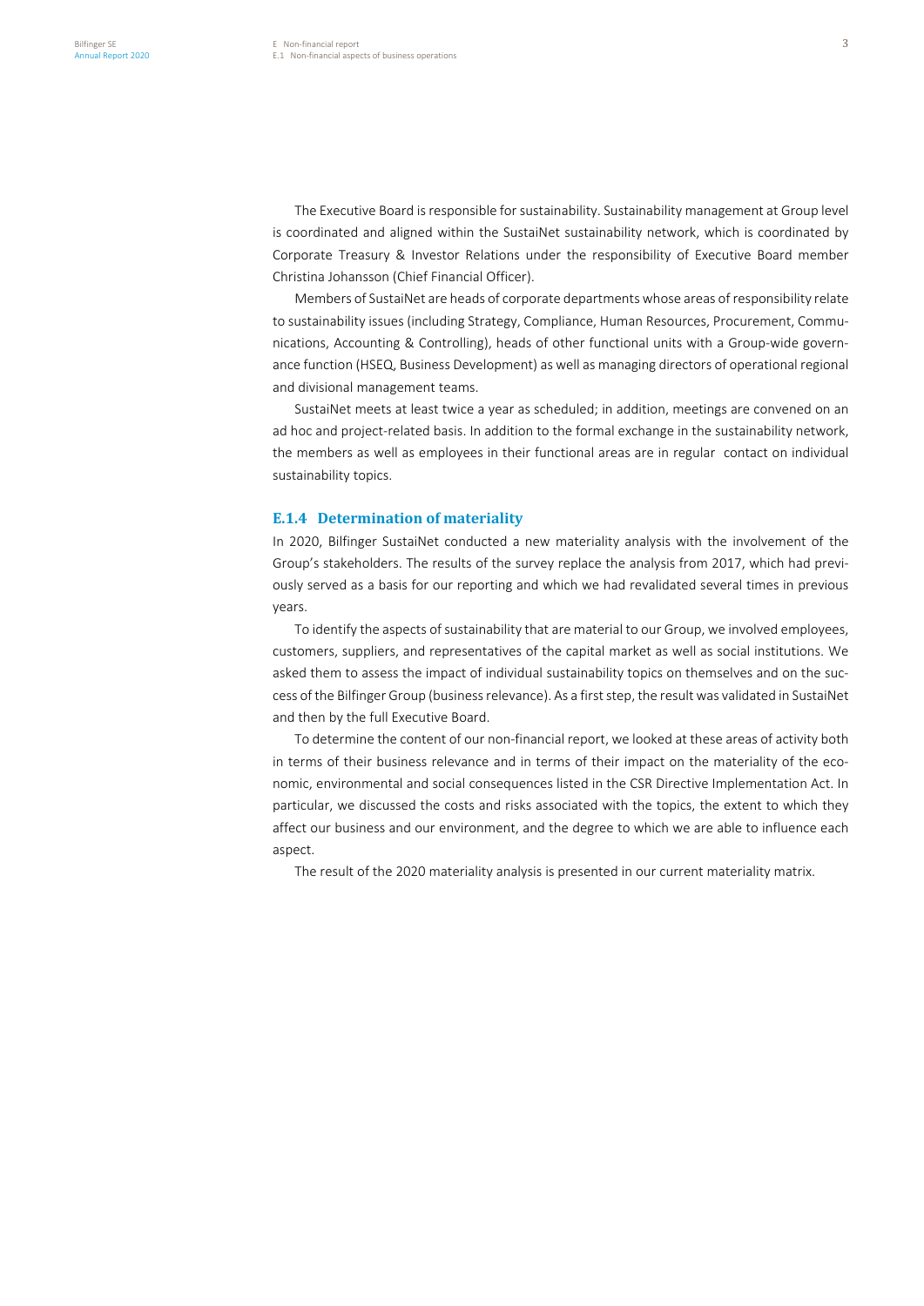The Executive Board is responsible for sustainability. Sustainability management at Group level is coordinated and aligned within the SustaiNet sustainability network, which is coordinated by Corporate Treasury & Investor Relations under the responsibility of Executive Board member Christina Johansson (Chief Financial Officer).

Members of SustaiNet are heads of corporate departments whose areas of responsibility relate to sustainability issues (including Strategy, Compliance, Human Resources, Procurement, Communications, Accounting & Controlling), heads of other functional units with a Group-wide governance function (HSEQ, Business Development) as well as managing directors of operational regional and divisional management teams.

SustaiNet meets at least twice a year as scheduled; in addition, meetings are convened on an ad hoc and project-related basis. In addition to the formal exchange in the sustainability network, the members as well as employees in their functional areas are in regular contact on individual sustainability topics.

### E.1.4 Determination of materiality

In 2020, Bilfinger SustaiNet conducted a new materiality analysis with the involvement of the Group's stakeholders. The results of the survey replace the analysis from 2017, which had previously served as a basis for our reporting and which we had revalidated several times in previous years.

To identify the aspects of sustainability that are material to our Group, we involved employees, customers, suppliers, and representatives of the capital market as well as social institutions. We asked them to assess the impact of individual sustainability topics on themselves and on the success of the Bilfinger Group (business relevance). As a first step, the result was validated in SustaiNet and then by the full Executive Board.

To determine the content of our non-financial report, we looked at these areas of activity both in terms of their business relevance and in terms of their impact on the materiality of the economic, environmental and social consequences listed in the CSR Directive Implementation Act. In particular, we discussed the costs and risks associated with the topics, the extent to which they affect our business and our environment, and the degree to which we are able to influence each aspect.

The result of the 2020 materiality analysis is presented in our current materiality matrix.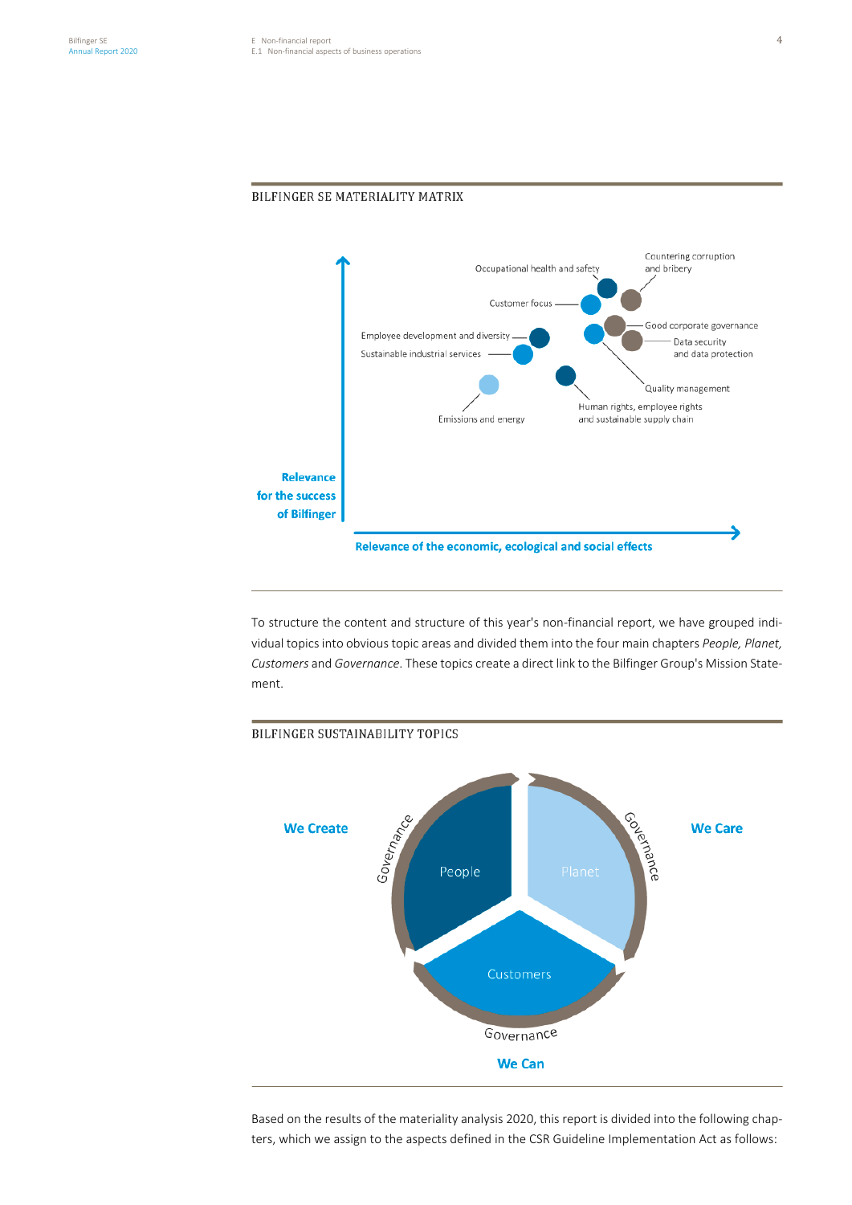## BILFINGER SE MATERIALITY MATRIX

Occupational health and safety

Countering corruption and bribery

Customer focus

Good corporate governance

Employee development and diversity

Data security and data protection

Sustainable industrial services

Quality management

Emissions and energy

Human rights, employee rights and sustainable supply chain

Relevance for the success of Bilfinger

Relevance of the economic, ecological and social effects

To structure the content and structure of this year's non-financial report, we have grouped individual topics into obvious topic areas and divided them into the four main chapters *People, Planet, Customers* and *Governance*. These topics create a direct link to the Bilfinger Group's Mission Statement.

## BILFINGER SUSTAINABILITY TOPICS

We Create — People

We Care — Planet

We Can — Customers

Governance

Based on the results of the materiality analysis 2020, this report is divided into the following chapters, which we assign to the aspects defined in the CSR Guideline Implementation Act as follows: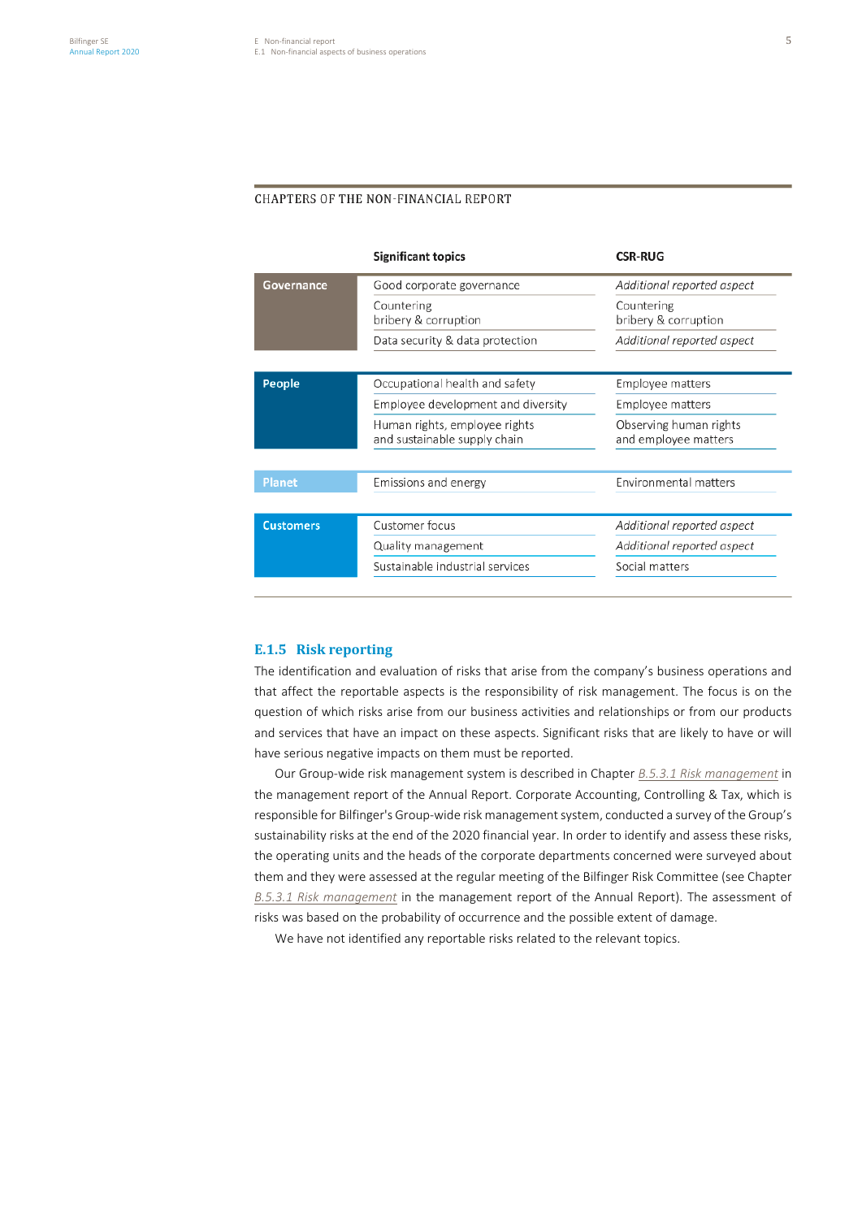CHAPTERS OF THE NON-FINANCIAL REPORT

| | Significant topics | CSR-RUG |
|---|---|---|
| **Governance** | Good corporate governance | *Additional reported aspect* |
| | Countering bribery & corruption | Countering bribery & corruption |
| | Data security & data protection | *Additional reported aspect* |
| **People** | Occupational health and safety | Employee matters |
| | Employee development and diversity | Employee matters |
| | Human rights, employee rights and sustainable supply chain | Observing human rights and employee matters |
| **Planet** | Emissions and energy | Environmental matters |
| **Customers** | Customer focus | *Additional reported aspect* |
| | Quality management | *Additional reported aspect* |
| | Sustainable industrial services | Social matters |

## E.1.5 Risk reporting

The identification and evaluation of risks that arise from the company's business operations and that affect the reportable aspects is the responsibility of risk management. The focus is on the question of which risks arise from our business activities and relationships or from our products and services that have an impact on these aspects. Significant risks that are likely to have or will have serious negative impacts on them must be reported.

Our Group-wide risk management system is described in Chapter *B.5.3.1 Risk management* in the management report of the Annual Report. Corporate Accounting, Controlling & Tax, which is responsible for Bilfinger's Group-wide risk management system, conducted a survey of the Group's sustainability risks at the end of the 2020 financial year. In order to identify and assess these risks, the operating units and the heads of the corporate departments concerned were surveyed about them and they were assessed at the regular meeting of the Bilfinger Risk Committee (see Chapter *B.5.3.1 Risk management* in the management report of the Annual Report). The assessment of risks was based on the probability of occurrence and the possible extent of damage.

We have not identified any reportable risks related to the relevant topics.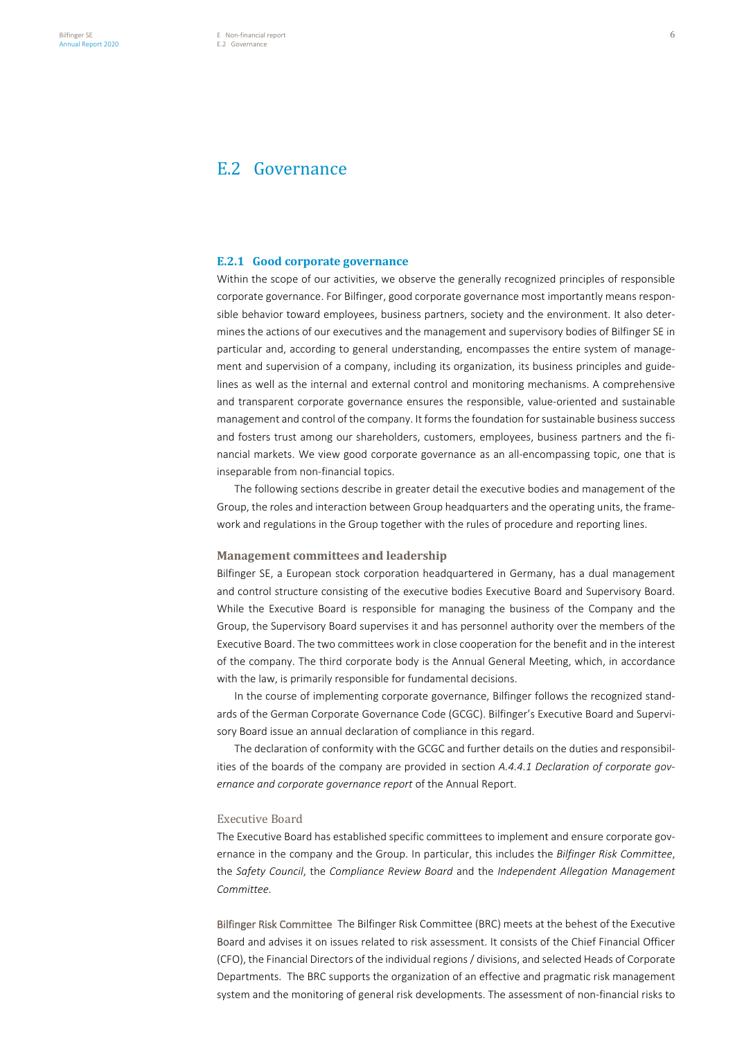# E.2 Governance

## E.2.1 Good corporate governance

Within the scope of our activities, we observe the generally recognized principles of responsible corporate governance. For Bilfinger, good corporate governance most importantly means responsible behavior toward employees, business partners, society and the environment. It also determines the actions of our executives and the management and supervisory bodies of Bilfinger SE in particular and, according to general understanding, encompasses the entire system of management and supervision of a company, including its organization, its business principles and guidelines as well as the internal and external control and monitoring mechanisms. A comprehensive and transparent corporate governance ensures the responsible, value-oriented and sustainable management and control of the company. It forms the foundation for sustainable business success and fosters trust among our shareholders, customers, employees, business partners and the financial markets. We view good corporate governance as an all-encompassing topic, one that is inseparable from non-financial topics.

The following sections describe in greater detail the executive bodies and management of the Group, the roles and interaction between Group headquarters and the operating units, the framework and regulations in the Group together with the rules of procedure and reporting lines.

### Management committees and leadership

Bilfinger SE, a European stock corporation headquartered in Germany, has a dual management and control structure consisting of the executive bodies Executive Board and Supervisory Board. While the Executive Board is responsible for managing the business of the Company and the Group, the Supervisory Board supervises it and has personnel authority over the members of the Executive Board. The two committees work in close cooperation for the benefit and in the interest of the company. The third corporate body is the Annual General Meeting, which, in accordance with the law, is primarily responsible for fundamental decisions.

In the course of implementing corporate governance, Bilfinger follows the recognized standards of the German Corporate Governance Code (GCGC). Bilfinger's Executive Board and Supervisory Board issue an annual declaration of compliance in this regard.

The declaration of conformity with the GCGC and further details on the duties and responsibilities of the boards of the company are provided in section *A.4.4.1 Declaration of corporate governance and corporate governance report* of the Annual Report.

#### Executive Board

The Executive Board has established specific committees to implement and ensure corporate governance in the company and the Group. In particular, this includes the *Bilfinger Risk Committee*, the *Safety Council*, the *Compliance Review Board* and the *Independent Allegation Management Committee*.

**Bilfinger Risk Committee** The Bilfinger Risk Committee (BRC) meets at the behest of the Executive Board and advises it on issues related to risk assessment. It consists of the Chief Financial Officer (CFO), the Financial Directors of the individual regions / divisions, and selected Heads of Corporate Departments. The BRC supports the organization of an effective and pragmatic risk management system and the monitoring of general risk developments. The assessment of non-financial risks to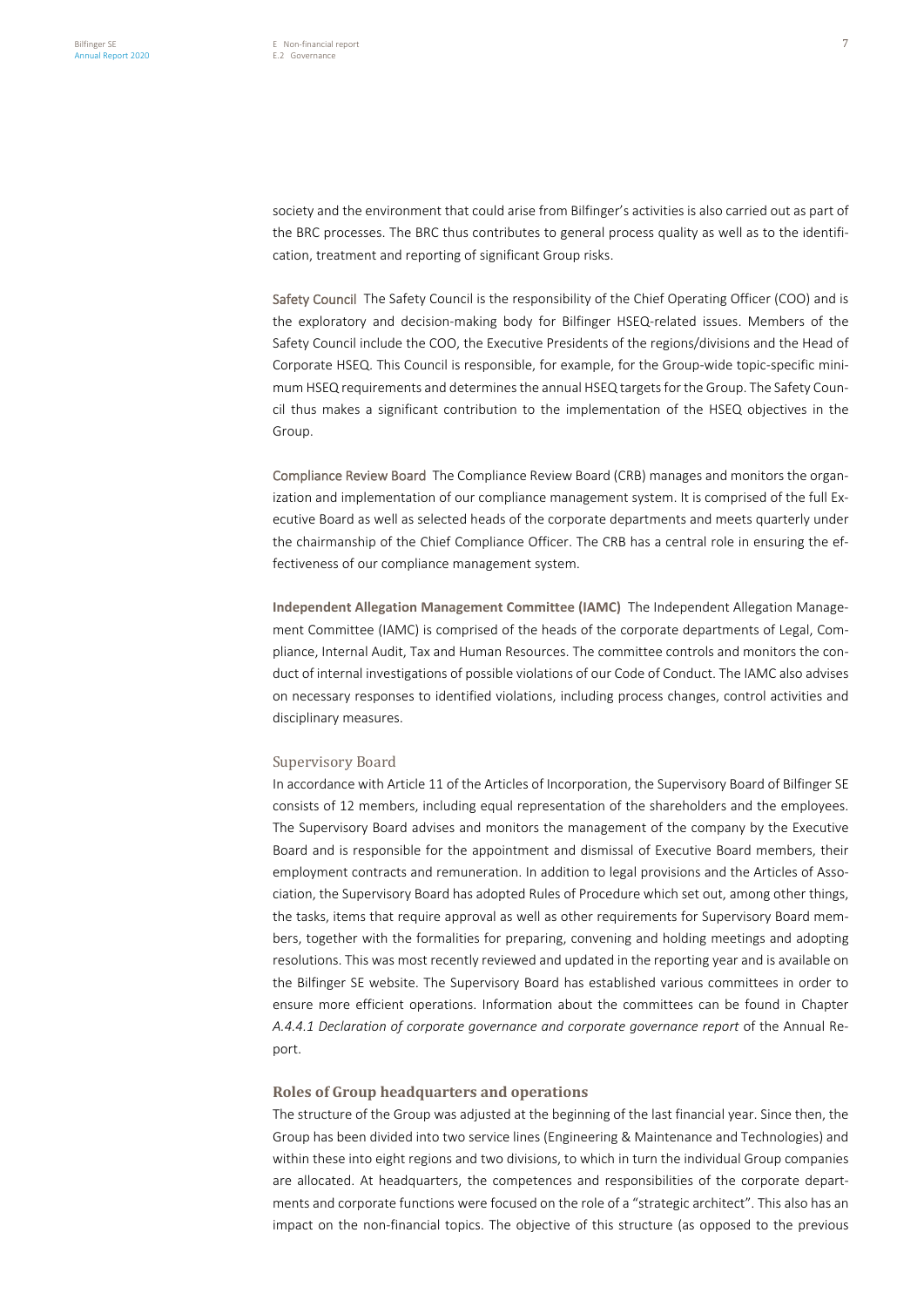society and the environment that could arise from Bilfinger's activities is also carried out as part of the BRC processes. The BRC thus contributes to general process quality as well as to the identification, treatment and reporting of significant Group risks.

**Safety Council** The Safety Council is the responsibility of the Chief Operating Officer (COO) and is the exploratory and decision-making body for Bilfinger HSEQ-related issues. Members of the Safety Council include the COO, the Executive Presidents of the regions/divisions and the Head of Corporate HSEQ. This Council is responsible, for example, for the Group-wide topic-specific minimum HSEQ requirements and determines the annual HSEQ targets for the Group. The Safety Council thus makes a significant contribution to the implementation of the HSEQ objectives in the Group.

**Compliance Review Board** The Compliance Review Board (CRB) manages and monitors the organization and implementation of our compliance management system. It is comprised of the full Executive Board as well as selected heads of the corporate departments and meets quarterly under the chairmanship of the Chief Compliance Officer. The CRB has a central role in ensuring the effectiveness of our compliance management system.

**Independent Allegation Management Committee (IAMC)** The Independent Allegation Management Committee (IAMC) is comprised of the heads of the corporate departments of Legal, Compliance, Internal Audit, Tax and Human Resources. The committee controls and monitors the conduct of internal investigations of possible violations of our Code of Conduct. The IAMC also advises on necessary responses to identified violations, including process changes, control activities and disciplinary measures.

### Supervisory Board

In accordance with Article 11 of the Articles of Incorporation, the Supervisory Board of Bilfinger SE consists of 12 members, including equal representation of the shareholders and the employees. The Supervisory Board advises and monitors the management of the company by the Executive Board and is responsible for the appointment and dismissal of Executive Board members, their employment contracts and remuneration. In addition to legal provisions and the Articles of Association, the Supervisory Board has adopted Rules of Procedure which set out, among other things, the tasks, items that require approval as well as other requirements for Supervisory Board members, together with the formalities for preparing, convening and holding meetings and adopting resolutions. This was most recently reviewed and updated in the reporting year and is available on the Bilfinger SE website. The Supervisory Board has established various committees in order to ensure more efficient operations. Information about the committees can be found in Chapter *A.4.4.1 Declaration of corporate governance and corporate governance report* of the Annual Report.

## Roles of Group headquarters and operations

The structure of the Group was adjusted at the beginning of the last financial year. Since then, the Group has been divided into two service lines (Engineering & Maintenance and Technologies) and within these into eight regions and two divisions, to which in turn the individual Group companies are allocated. At headquarters, the competences and responsibilities of the corporate departments and corporate functions were focused on the role of a "strategic architect". This also has an impact on the non-financial topics. The objective of this structure (as opposed to the previous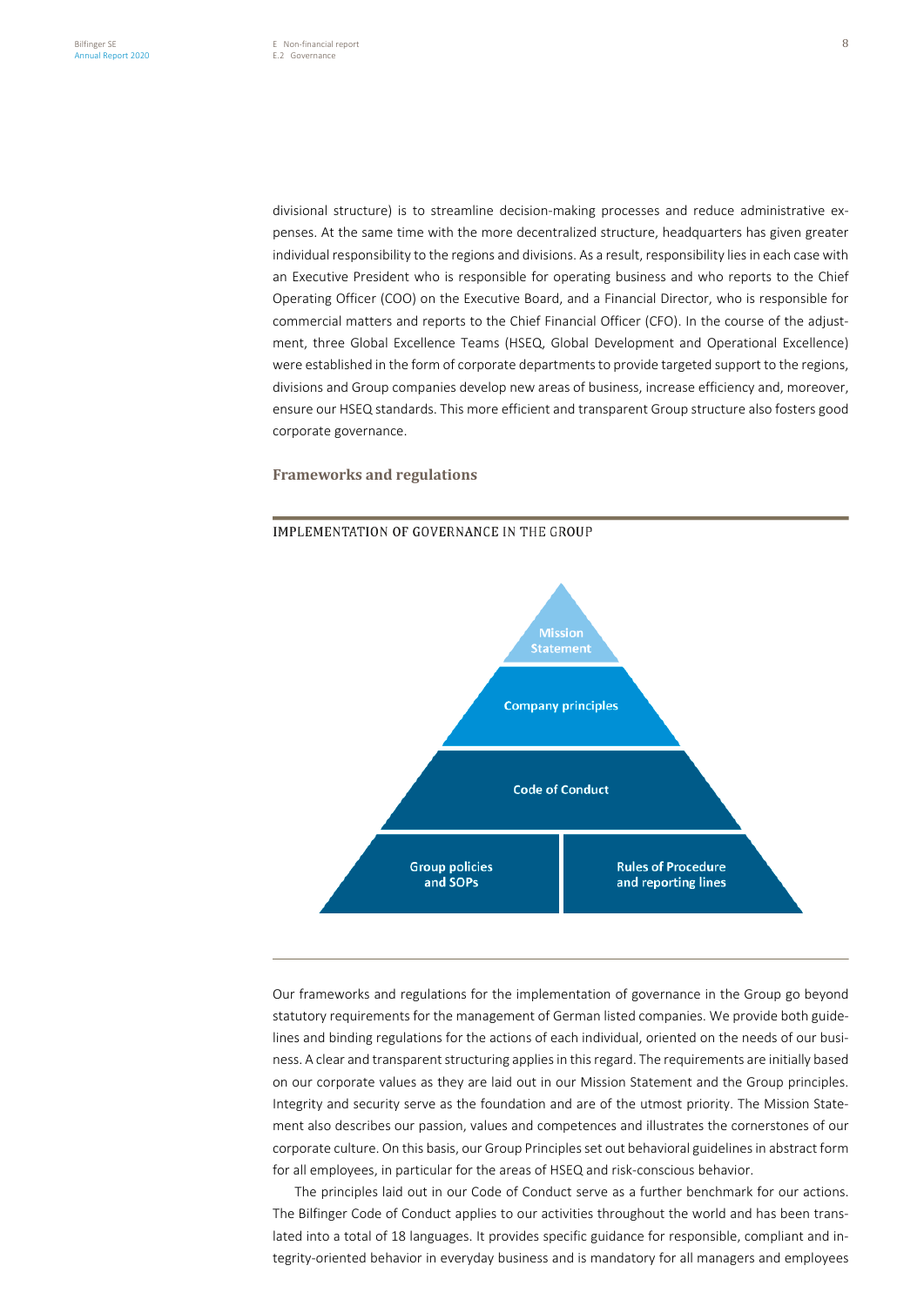divisional structure) is to streamline decision-making processes and reduce administrative expenses. At the same time with the more decentralized structure, headquarters has given greater individual responsibility to the regions and divisions. As a result, responsibility lies in each case with an Executive President who is responsible for operating business and who reports to the Chief Operating Officer (COO) on the Executive Board, and a Financial Director, who is responsible for commercial matters and reports to the Chief Financial Officer (CFO). In the course of the adjustment, three Global Excellence Teams (HSEQ, Global Development and Operational Excellence) were established in the form of corporate departments to provide targeted support to the regions, divisions and Group companies develop new areas of business, increase efficiency and, moreover, ensure our HSEQ standards. This more efficient and transparent Group structure also fosters good corporate governance.

## Frameworks and regulations

IMPLEMENTATION OF GOVERNANCE IN THE GROUP

Mission Statement

Company principles

Code of Conduct

Group policies and SOPs | Rules of Procedure and reporting lines

Our frameworks and regulations for the implementation of governance in the Group go beyond statutory requirements for the management of German listed companies. We provide both guidelines and binding regulations for the actions of each individual, oriented on the needs of our business. A clear and transparent structuring applies in this regard. The requirements are initially based on our corporate values as they are laid out in our Mission Statement and the Group principles. Integrity and security serve as the foundation and are of the utmost priority. The Mission Statement also describes our passion, values and competences and illustrates the cornerstones of our corporate culture. On this basis, our Group Principles set out behavioral guidelines in abstract form for all employees, in particular for the areas of HSEQ and risk-conscious behavior.

The principles laid out in our Code of Conduct serve as a further benchmark for our actions. The Bilfinger Code of Conduct applies to our activities throughout the world and has been translated into a total of 18 languages. It provides specific guidance for responsible, compliant and integrity-oriented behavior in everyday business and is mandatory for all managers and employees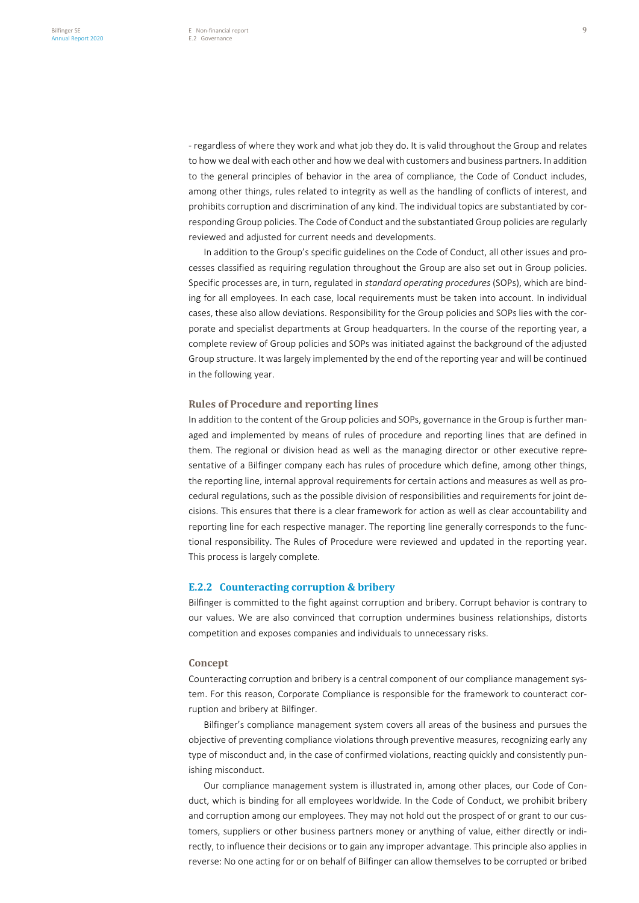- regardless of where they work and what job they do. It is valid throughout the Group and relates to how we deal with each other and how we deal with customers and business partners. In addition to the general principles of behavior in the area of compliance, the Code of Conduct includes, among other things, rules related to integrity as well as the handling of conflicts of interest, and prohibits corruption and discrimination of any kind. The individual topics are substantiated by corresponding Group policies. The Code of Conduct and the substantiated Group policies are regularly reviewed and adjusted for current needs and developments.

In addition to the Group's specific guidelines on the Code of Conduct, all other issues and processes classified as requiring regulation throughout the Group are also set out in Group policies. Specific processes are, in turn, regulated in *standard operating procedures* (SOPs), which are binding for all employees. In each case, local requirements must be taken into account. In individual cases, these also allow deviations. Responsibility for the Group policies and SOPs lies with the corporate and specialist departments at Group headquarters. In the course of the reporting year, a complete review of Group policies and SOPs was initiated against the background of the adjusted Group structure. It was largely implemented by the end of the reporting year and will be continued in the following year.

#### Rules of Procedure and reporting lines

In addition to the content of the Group policies and SOPs, governance in the Group is further managed and implemented by means of rules of procedure and reporting lines that are defined in them. The regional or division head as well as the managing director or other executive representative of a Bilfinger company each has rules of procedure which define, among other things, the reporting line, internal approval requirements for certain actions and measures as well as procedural regulations, such as the possible division of responsibilities and requirements for joint decisions. This ensures that there is a clear framework for action as well as clear accountability and reporting line for each respective manager. The reporting line generally corresponds to the functional responsibility. The Rules of Procedure were reviewed and updated in the reporting year. This process is largely complete.

### E.2.2 Counteracting corruption & bribery

Bilfinger is committed to the fight against corruption and bribery. Corrupt behavior is contrary to our values. We are also convinced that corruption undermines business relationships, distorts competition and exposes companies and individuals to unnecessary risks.

#### Concept

Counteracting corruption and bribery is a central component of our compliance management system. For this reason, Corporate Compliance is responsible for the framework to counteract corruption and bribery at Bilfinger.

Bilfinger's compliance management system covers all areas of the business and pursues the objective of preventing compliance violations through preventive measures, recognizing early any type of misconduct and, in the case of confirmed violations, reacting quickly and consistently punishing misconduct.

Our compliance management system is illustrated in, among other places, our Code of Conduct, which is binding for all employees worldwide. In the Code of Conduct, we prohibit bribery and corruption among our employees. They may not hold out the prospect of or grant to our customers, suppliers or other business partners money or anything of value, either directly or indirectly, to influence their decisions or to gain any improper advantage. This principle also applies in reverse: No one acting for or on behalf of Bilfinger can allow themselves to be corrupted or bribed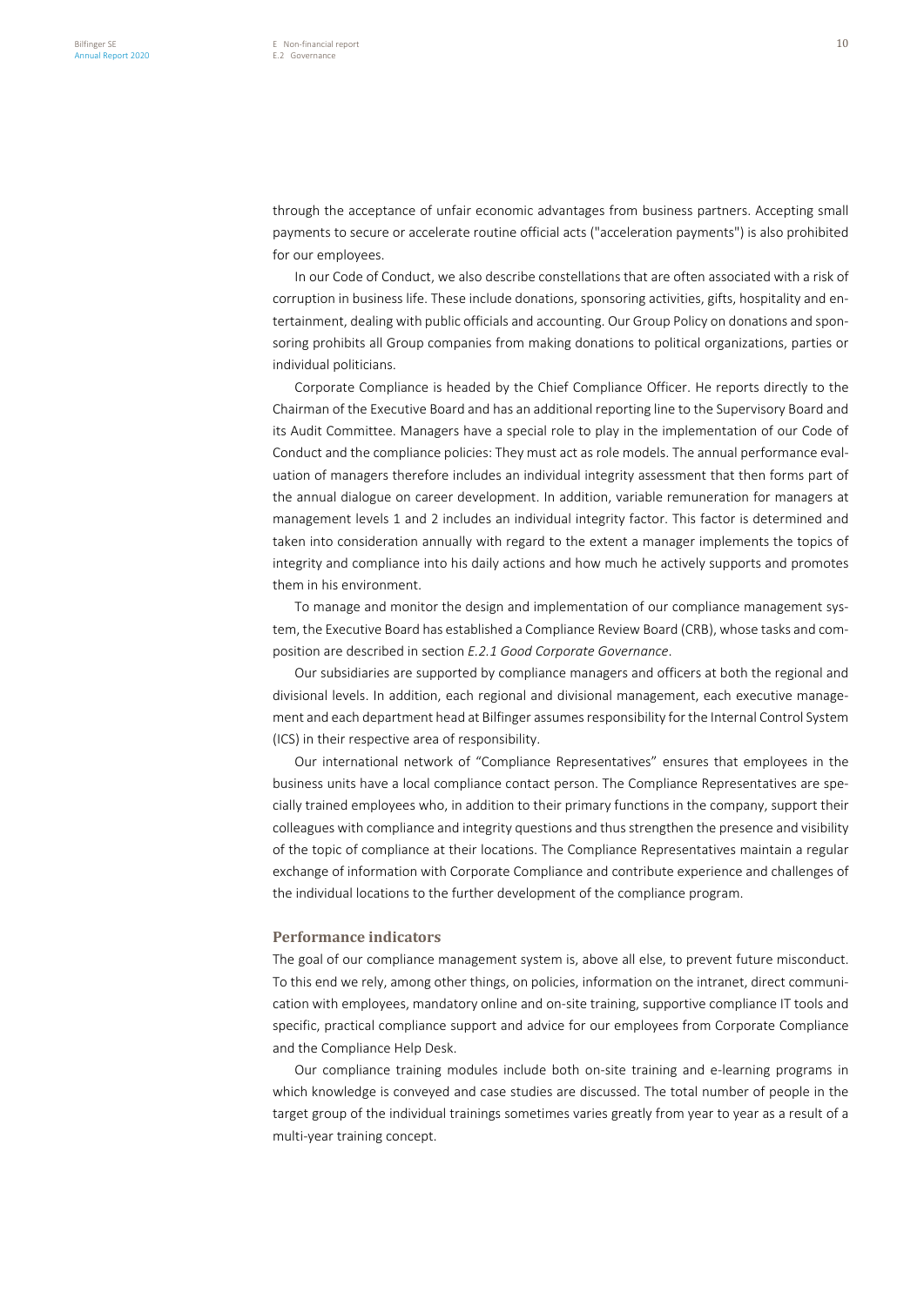through the acceptance of unfair economic advantages from business partners. Accepting small payments to secure or accelerate routine official acts ("acceleration payments") is also prohibited for our employees.

In our Code of Conduct, we also describe constellations that are often associated with a risk of corruption in business life. These include donations, sponsoring activities, gifts, hospitality and entertainment, dealing with public officials and accounting. Our Group Policy on donations and sponsoring prohibits all Group companies from making donations to political organizations, parties or individual politicians.

Corporate Compliance is headed by the Chief Compliance Officer. He reports directly to the Chairman of the Executive Board and has an additional reporting line to the Supervisory Board and its Audit Committee. Managers have a special role to play in the implementation of our Code of Conduct and the compliance policies: They must act as role models. The annual performance evaluation of managers therefore includes an individual integrity assessment that then forms part of the annual dialogue on career development. In addition, variable remuneration for managers at management levels 1 and 2 includes an individual integrity factor. This factor is determined and taken into consideration annually with regard to the extent a manager implements the topics of integrity and compliance into his daily actions and how much he actively supports and promotes them in his environment.

To manage and monitor the design and implementation of our compliance management system, the Executive Board has established a Compliance Review Board (CRB), whose tasks and composition are described in section *E.2.1 Good Corporate Governance*.

Our subsidiaries are supported by compliance managers and officers at both the regional and divisional levels. In addition, each regional and divisional management, each executive management and each department head at Bilfinger assumes responsibility for the Internal Control System (ICS) in their respective area of responsibility.

Our international network of "Compliance Representatives" ensures that employees in the business units have a local compliance contact person. The Compliance Representatives are specially trained employees who, in addition to their primary functions in the company, support their colleagues with compliance and integrity questions and thus strengthen the presence and visibility of the topic of compliance at their locations. The Compliance Representatives maintain a regular exchange of information with Corporate Compliance and contribute experience and challenges of the individual locations to the further development of the compliance program.

### Performance indicators

The goal of our compliance management system is, above all else, to prevent future misconduct. To this end we rely, among other things, on policies, information on the intranet, direct communication with employees, mandatory online and on-site training, supportive compliance IT tools and specific, practical compliance support and advice for our employees from Corporate Compliance and the Compliance Help Desk.

Our compliance training modules include both on-site training and e-learning programs in which knowledge is conveyed and case studies are discussed. The total number of people in the target group of the individual trainings sometimes varies greatly from year to year as a result of a multi-year training concept.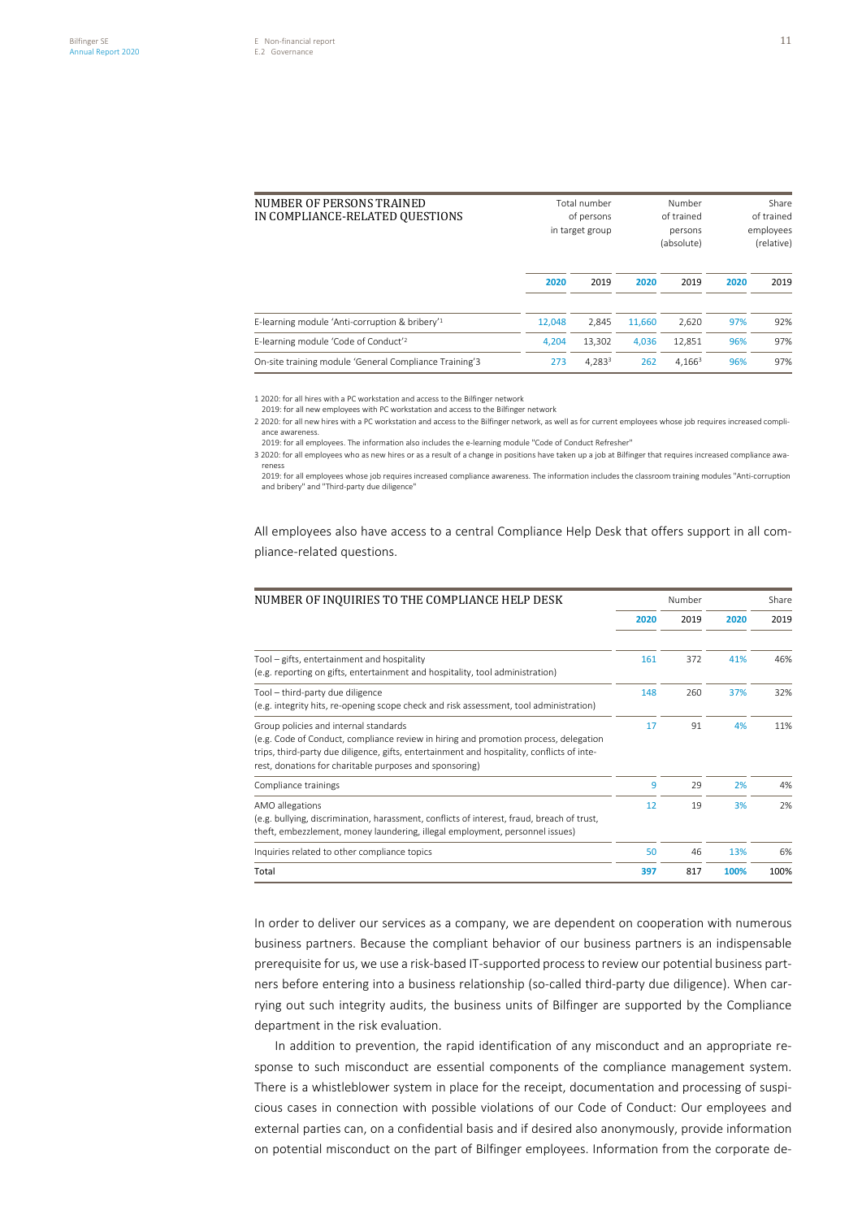| NUMBER OF PERSONS TRAINED IN COMPLIANCE-RELATED QUESTIONS | Total number of persons in target group | | Number of trained persons (absolute) | | Share of trained employees (relative) | |
|---|---|---|---|---|---|---|
| | 2020 | 2019 | 2020 | 2019 | 2020 | 2019 |
| E-learning module 'Anti-corruption & bribery'[1] | 12,048 | 2,845 | 11,660 | 2,620 | 97% | 92% |
| E-learning module 'Code of Conduct'[2] | 4,204 | 13,302 | 4,036 | 12,851 | 96% | 97% |
| On-site training module 'General Compliance Training'[3] | 273 | 4,283[3] | 262 | 4,166[3] | 96% | 97% |

1 2020: for all hires with a PC workstation and access to the Bilfinger network
2019: for all new employees with PC workstation and access to the Bilfinger network

2 2020: for all new hires with a PC workstation and access to the Bilfinger network, as well as for current employees whose job requires increased compliance awareness.
2019: for all employees. The information also includes the e-learning module "Code of Conduct Refresher"

3 2020: for all employees who as new hires or as a result of a change in positions have taken up a job at Bilfinger that requires increased compliance awareness
2019: for all employees whose job requires increased compliance awareness. The information includes the classroom training modules "Anti-corruption and bribery" and "Third-party due diligence"

All employees also have access to a central Compliance Help Desk that offers support in all compliance-related questions.

| NUMBER OF INQUIRIES TO THE COMPLIANCE HELP DESK | Number | | Share | |
|---|---|---|---|---|
| | 2020 | 2019 | 2020 | 2019 |
| Tool – gifts, entertainment and hospitality (e.g. reporting on gifts, entertainment and hospitality, tool administration) | 161 | 372 | 41% | 46% |
| Tool – third-party due diligence (e.g. integrity hits, re-opening scope check and risk assessment, tool administration) | 148 | 260 | 37% | 32% |
| Group policies and internal standards (e.g. Code of Conduct, compliance review in hiring and promotion process, delegation trips, third-party due diligence, gifts, entertainment and hospitality, conflicts of interest, donations for charitable purposes and sponsoring) | 17 | 91 | 4% | 11% |
| Compliance trainings | 9 | 29 | 2% | 4% |
| AMO allegations (e.g. bullying, discrimination, harassment, conflicts of interest, fraud, breach of trust, theft, embezzlement, money laundering, illegal employment, personnel issues) | 12 | 19 | 3% | 2% |
| Inquiries related to other compliance topics | 50 | 46 | 13% | 6% |
| Total | 397 | 817 | 100% | 100% |

In order to deliver our services as a company, we are dependent on cooperation with numerous business partners. Because the compliant behavior of our business partners is an indispensable prerequisite for us, we use a risk-based IT-supported process to review our potential business partners before entering into a business relationship (so-called third-party due diligence). When carrying out such integrity audits, the business units of Bilfinger are supported by the Compliance department in the risk evaluation.

In addition to prevention, the rapid identification of any misconduct and an appropriate response to such misconduct are essential components of the compliance management system. There is a whistleblower system in place for the receipt, documentation and processing of suspicious cases in connection with possible violations of our Code of Conduct: Our employees and external parties can, on a confidential basis and if desired also anonymously, provide information on potential misconduct on the part of Bilfinger employees. Information from the corporate de-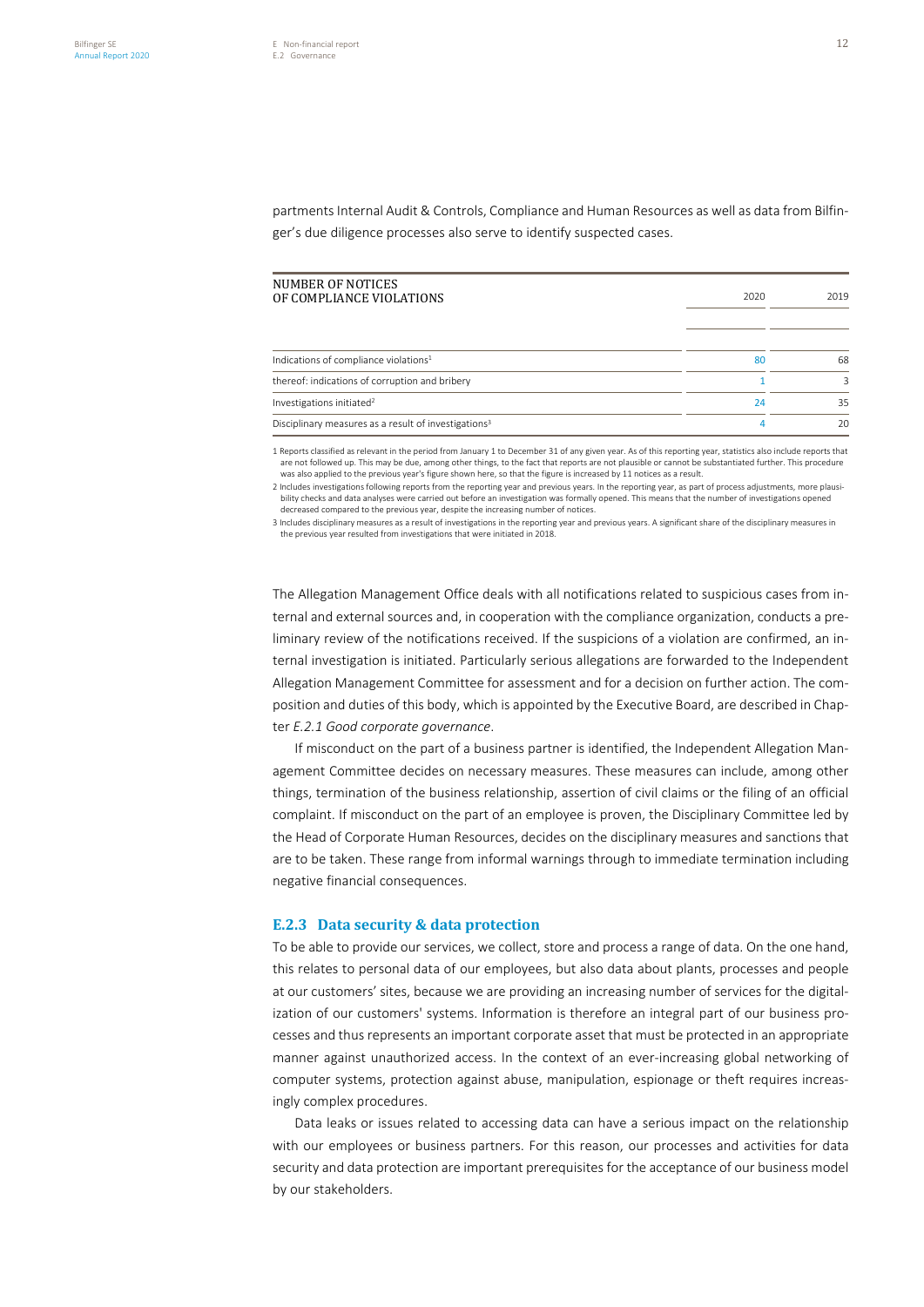partments Internal Audit & Controls, Compliance and Human Resources as well as data from Bilfinger's due diligence processes also serve to identify suspected cases.

| NUMBER OF NOTICES OF COMPLIANCE VIOLATIONS | 2020 | 2019 |
|---|---|---|
| Indications of compliance violations[1] | 80 | 68 |
| thereof: indications of corruption and bribery | 1 | 3 |
| Investigations initiated[2] | 24 | 35 |
| Disciplinary measures as a result of investigations[3] | 4 | 20 |

1 Reports classified as relevant in the period from January 1 to December 31 of any given year. As of this reporting year, statistics also include reports that are not followed up. This may be due, among other things, to the fact that reports are not plausible or cannot be substantiated further. This procedure was also applied to the previous year's figure shown here, so that the figure is increased by 11 notices as a result.

2 Includes investigations following reports from the reporting year and previous years. In the reporting year, as part of process adjustments, more plausibility checks and data analyses were carried out before an investigation was formally opened. This means that the number of investigations opened decreased compared to the previous year, despite the increasing number of notices.

3 Includes disciplinary measures as a result of investigations in the reporting year and previous years. A significant share of the disciplinary measures in the previous year resulted from investigations that were initiated in 2018.

The Allegation Management Office deals with all notifications related to suspicious cases from internal and external sources and, in cooperation with the compliance organization, conducts a preliminary review of the notifications received. If the suspicions of a violation are confirmed, an internal investigation is initiated. Particularly serious allegations are forwarded to the Independent Allegation Management Committee for assessment and for a decision on further action. The composition and duties of this body, which is appointed by the Executive Board, are described in Chapter *E.2.1 Good corporate governance*.

If misconduct on the part of a business partner is identified, the Independent Allegation Management Committee decides on necessary measures. These measures can include, among other things, termination of the business relationship, assertion of civil claims or the filing of an official complaint. If misconduct on the part of an employee is proven, the Disciplinary Committee led by the Head of Corporate Human Resources, decides on the disciplinary measures and sanctions that are to be taken. These range from informal warnings through to immediate termination including negative financial consequences.

### E.2.3 Data security & data protection

To be able to provide our services, we collect, store and process a range of data. On the one hand, this relates to personal data of our employees, but also data about plants, processes and people at our customers' sites, because we are providing an increasing number of services for the digitalization of our customers' systems. Information is therefore an integral part of our business processes and thus represents an important corporate asset that must be protected in an appropriate manner against unauthorized access. In the context of an ever-increasing global networking of computer systems, protection against abuse, manipulation, espionage or theft requires increasingly complex procedures.

Data leaks or issues related to accessing data can have a serious impact on the relationship with our employees or business partners. For this reason, our processes and activities for data security and data protection are important prerequisites for the acceptance of our business model by our stakeholders.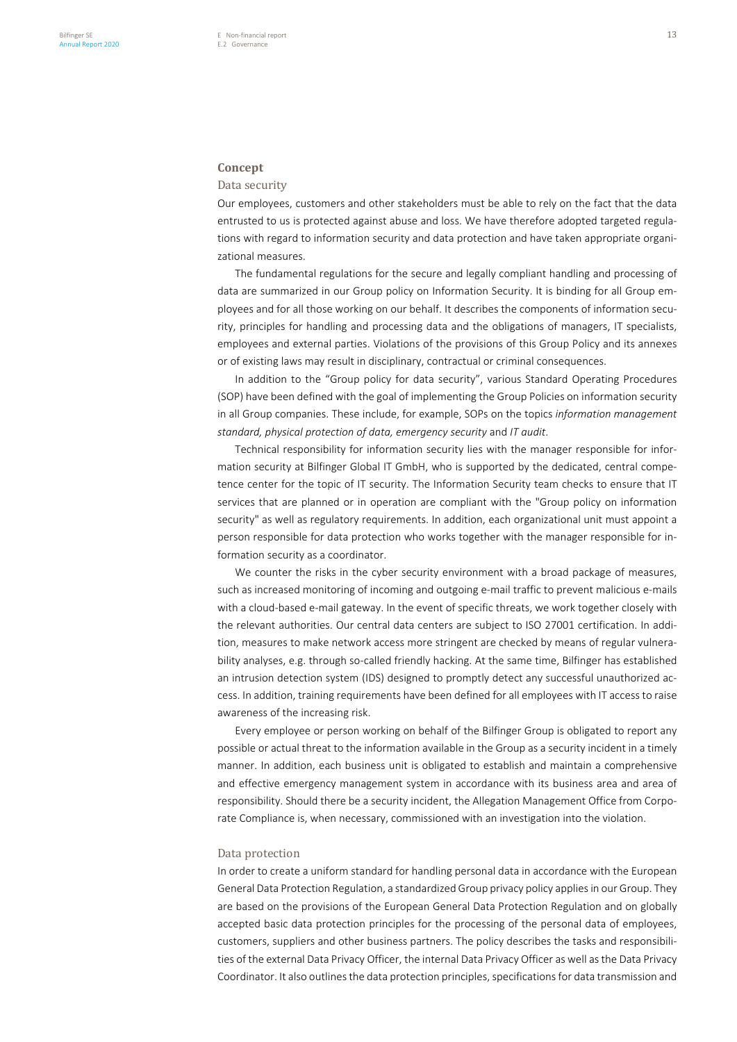## Concept

### Data security

Our employees, customers and other stakeholders must be able to rely on the fact that the data entrusted to us is protected against abuse and loss. We have therefore adopted targeted regulations with regard to information security and data protection and have taken appropriate organizational measures.

The fundamental regulations for the secure and legally compliant handling and processing of data are summarized in our Group policy on Information Security. It is binding for all Group employees and for all those working on our behalf. It describes the components of information security, principles for handling and processing data and the obligations of managers, IT specialists, employees and external parties. Violations of the provisions of this Group Policy and its annexes or of existing laws may result in disciplinary, contractual or criminal consequences.

In addition to the "Group policy for data security", various Standard Operating Procedures (SOP) have been defined with the goal of implementing the Group Policies on information security in all Group companies. These include, for example, SOPs on the topics *information management standard, physical protection of data, emergency security* and *IT audit*.

Technical responsibility for information security lies with the manager responsible for information security at Bilfinger Global IT GmbH, who is supported by the dedicated, central competence center for the topic of IT security. The Information Security team checks to ensure that IT services that are planned or in operation are compliant with the "Group policy on information security" as well as regulatory requirements. In addition, each organizational unit must appoint a person responsible for data protection who works together with the manager responsible for information security as a coordinator.

We counter the risks in the cyber security environment with a broad package of measures, such as increased monitoring of incoming and outgoing e-mail traffic to prevent malicious e-mails with a cloud-based e-mail gateway. In the event of specific threats, we work together closely with the relevant authorities. Our central data centers are subject to ISO 27001 certification. In addition, measures to make network access more stringent are checked by means of regular vulnerability analyses, e.g. through so-called friendly hacking. At the same time, Bilfinger has established an intrusion detection system (IDS) designed to promptly detect any successful unauthorized access. In addition, training requirements have been defined for all employees with IT access to raise awareness of the increasing risk.

Every employee or person working on behalf of the Bilfinger Group is obligated to report any possible or actual threat to the information available in the Group as a security incident in a timely manner. In addition, each business unit is obligated to establish and maintain a comprehensive and effective emergency management system in accordance with its business area and area of responsibility. Should there be a security incident, the Allegation Management Office from Corporate Compliance is, when necessary, commissioned with an investigation into the violation.

### Data protection

In order to create a uniform standard for handling personal data in accordance with the European General Data Protection Regulation, a standardized Group privacy policy applies in our Group. They are based on the provisions of the European General Data Protection Regulation and on globally accepted basic data protection principles for the processing of the personal data of employees, customers, suppliers and other business partners. The policy describes the tasks and responsibilities of the external Data Privacy Officer, the internal Data Privacy Officer as well as the Data Privacy Coordinator. It also outlines the data protection principles, specifications for data transmission and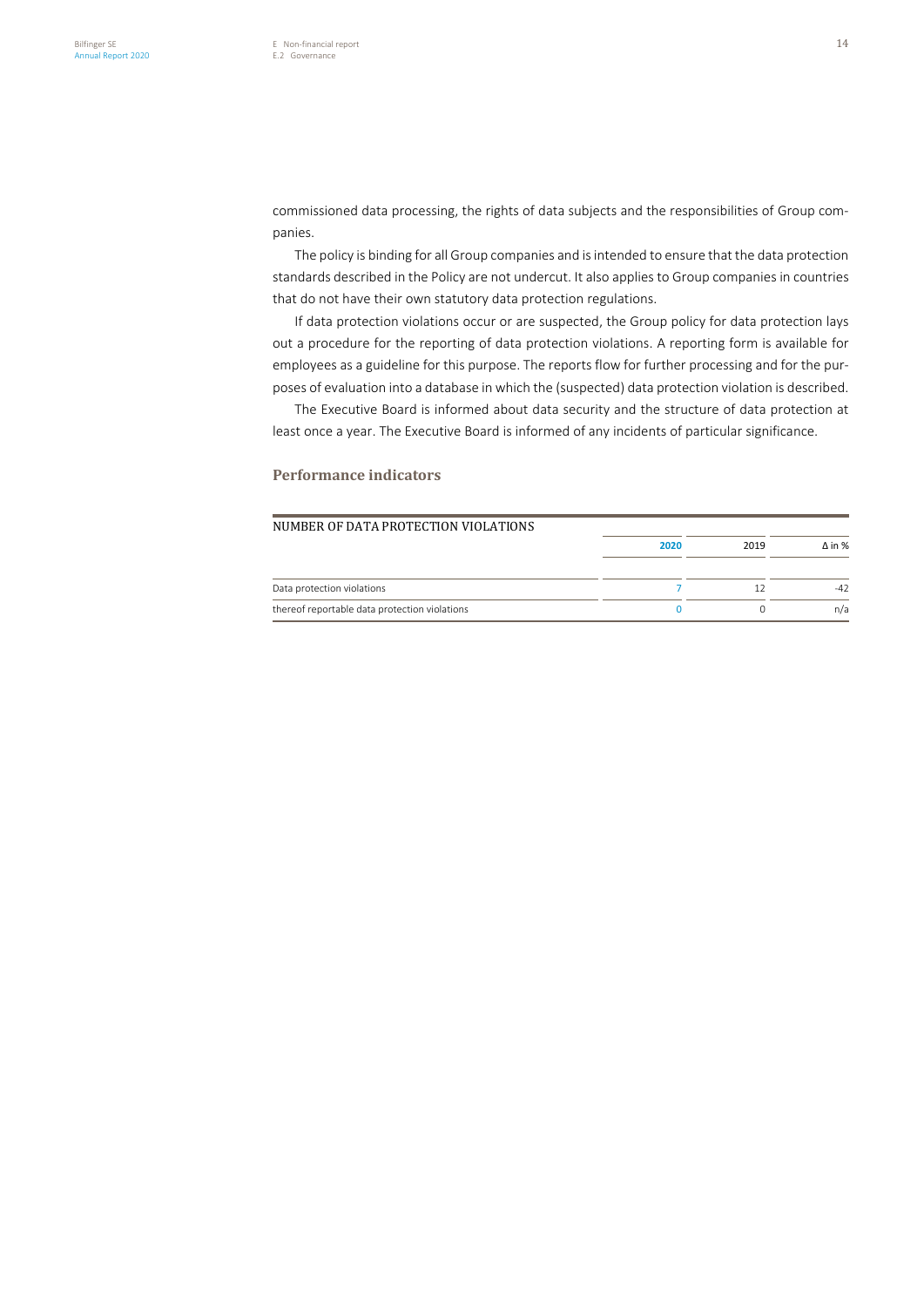commissioned data processing, the rights of data subjects and the responsibilities of Group companies.

The policy is binding for all Group companies and is intended to ensure that the data protection standards described in the Policy are not undercut. It also applies to Group companies in countries that do not have their own statutory data protection regulations.

If data protection violations occur or are suspected, the Group policy for data protection lays out a procedure for the reporting of data protection violations. A reporting form is available for employees as a guideline for this purpose. The reports flow for further processing and for the purposes of evaluation into a database in which the (suspected) data protection violation is described.

The Executive Board is informed about data security and the structure of data protection at least once a year. The Executive Board is informed of any incidents of particular significance.

## Performance indicators

NUMBER OF DATA PROTECTION VIOLATIONS

| | 2020 | 2019 | Δ in % |
|---|---|---|---|
| Data protection violations | 7 | 12 | -42 |
| thereof reportable data protection violations | 0 | 0 | n/a |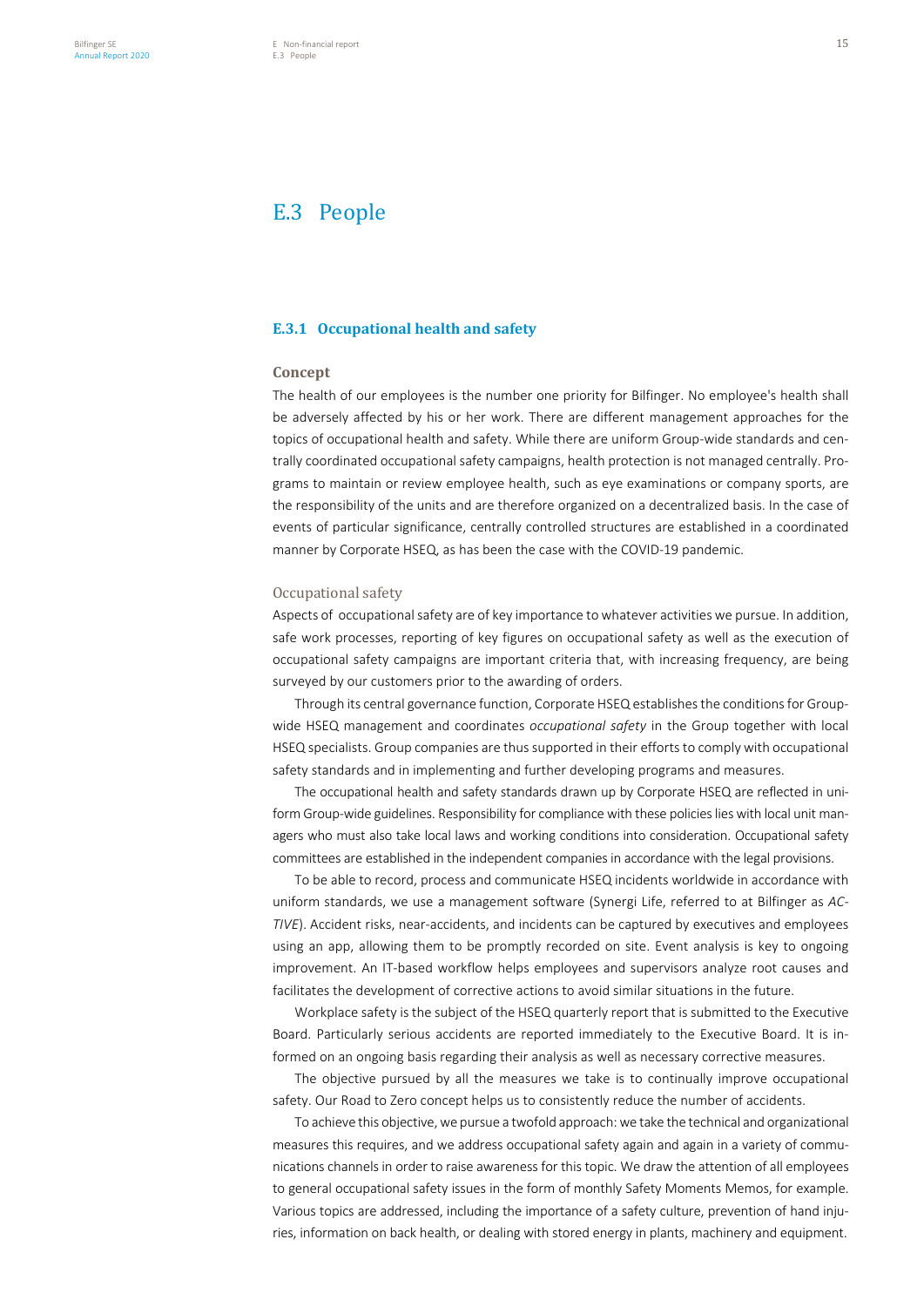# E.3 People

## E.3.1 Occupational health and safety

### Concept

The health of our employees is the number one priority for Bilfinger. No employee's health shall be adversely affected by his or her work. There are different management approaches for the topics of occupational health and safety. While there are uniform Group-wide standards and centrally coordinated occupational safety campaigns, health protection is not managed centrally. Programs to maintain or review employee health, such as eye examinations or company sports, are the responsibility of the units and are therefore organized on a decentralized basis. In the case of events of particular significance, centrally controlled structures are established in a coordinated manner by Corporate HSEQ, as has been the case with the COVID-19 pandemic.

#### Occupational safety

Aspects of occupational safety are of key importance to whatever activities we pursue. In addition, safe work processes, reporting of key figures on occupational safety as well as the execution of occupational safety campaigns are important criteria that, with increasing frequency, are being surveyed by our customers prior to the awarding of orders.

Through its central governance function, Corporate HSEQ establishes the conditions for Group-wide HSEQ management and coordinates *occupational safety* in the Group together with local HSEQ specialists. Group companies are thus supported in their efforts to comply with occupational safety standards and in implementing and further developing programs and measures.

The occupational health and safety standards drawn up by Corporate HSEQ are reflected in uniform Group-wide guidelines. Responsibility for compliance with these policies lies with local unit managers who must also take local laws and working conditions into consideration. Occupational safety committees are established in the independent companies in accordance with the legal provisions.

To be able to record, process and communicate HSEQ incidents worldwide in accordance with uniform standards, we use a management software (Synergi Life, referred to at Bilfinger as *ACTIVE*). Accident risks, near-accidents, and incidents can be captured by executives and employees using an app, allowing them to be promptly recorded on site. Event analysis is key to ongoing improvement. An IT-based workflow helps employees and supervisors analyze root causes and facilitates the development of corrective actions to avoid similar situations in the future.

Workplace safety is the subject of the HSEQ quarterly report that is submitted to the Executive Board. Particularly serious accidents are reported immediately to the Executive Board. It is informed on an ongoing basis regarding their analysis as well as necessary corrective measures.

The objective pursued by all the measures we take is to continually improve occupational safety. Our Road to Zero concept helps us to consistently reduce the number of accidents.

To achieve this objective, we pursue a twofold approach: we take the technical and organizational measures this requires, and we address occupational safety again and again in a variety of communications channels in order to raise awareness for this topic. We draw the attention of all employees to general occupational safety issues in the form of monthly Safety Moments Memos, for example. Various topics are addressed, including the importance of a safety culture, prevention of hand injuries, information on back health, or dealing with stored energy in plants, machinery and equipment.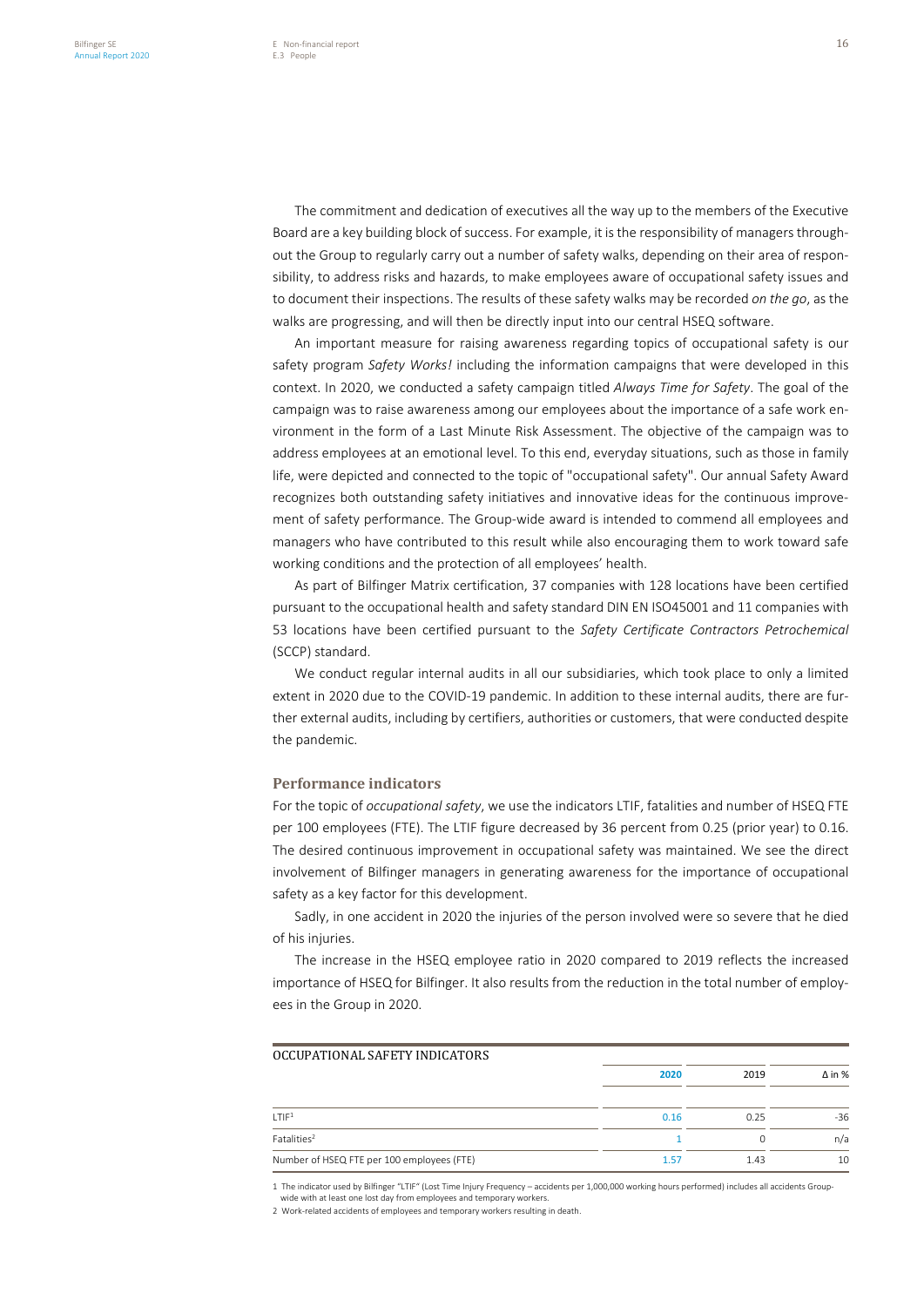The commitment and dedication of executives all the way up to the members of the Executive Board are a key building block of success. For example, it is the responsibility of managers throughout the Group to regularly carry out a number of safety walks, depending on their area of responsibility, to address risks and hazards, to make employees aware of occupational safety issues and to document their inspections. The results of these safety walks may be recorded *on the go*, as the walks are progressing, and will then be directly input into our central HSEQ software.

An important measure for raising awareness regarding topics of occupational safety is our safety program *Safety Works!* including the information campaigns that were developed in this context. In 2020, we conducted a safety campaign titled *Always Time for Safety*. The goal of the campaign was to raise awareness among our employees about the importance of a safe work environment in the form of a Last Minute Risk Assessment. The objective of the campaign was to address employees at an emotional level. To this end, everyday situations, such as those in family life, were depicted and connected to the topic of "occupational safety". Our annual Safety Award recognizes both outstanding safety initiatives and innovative ideas for the continuous improvement of safety performance. The Group-wide award is intended to commend all employees and managers who have contributed to this result while also encouraging them to work toward safe working conditions and the protection of all employees' health.

As part of Bilfinger Matrix certification, 37 companies with 128 locations have been certified pursuant to the occupational health and safety standard DIN EN ISO45001 and 11 companies with 53 locations have been certified pursuant to the *Safety Certificate Contractors Petrochemical* (SCCP) standard.

We conduct regular internal audits in all our subsidiaries, which took place to only a limited extent in 2020 due to the COVID-19 pandemic. In addition to these internal audits, there are further external audits, including by certifiers, authorities or customers, that were conducted despite the pandemic.

### Performance indicators

For the topic of *occupational safety*, we use the indicators LTIF, fatalities and number of HSEQ FTE per 100 employees (FTE). The LTIF figure decreased by 36 percent from 0.25 (prior year) to 0.16. The desired continuous improvement in occupational safety was maintained. We see the direct involvement of Bilfinger managers in generating awareness for the importance of occupational safety as a key factor for this development.

Sadly, in one accident in 2020 the injuries of the person involved were so severe that he died of his injuries.

The increase in the HSEQ employee ratio in 2020 compared to 2019 reflects the increased importance of HSEQ for Bilfinger. It also results from the reduction in the total number of employees in the Group in 2020.

OCCUPATIONAL SAFETY INDICATORS

| | 2020 | 2019 | Δ in % |
|---|---|---|---|
| LTIF[1] | 0.16 | 0.25 | -36 |
| Fatalities[2] | 1 | 0 | n/a |
| Number of HSEQ FTE per 100 employees (FTE) | 1.57 | 1.43 | 10 |

1 The indicator used by Bilfinger "LTIF" (Lost Time Injury Frequency – accidents per 1,000,000 working hours performed) includes all accidents Group-wide with at least one lost day from employees and temporary workers.

2 Work-related accidents of employees and temporary workers resulting in death.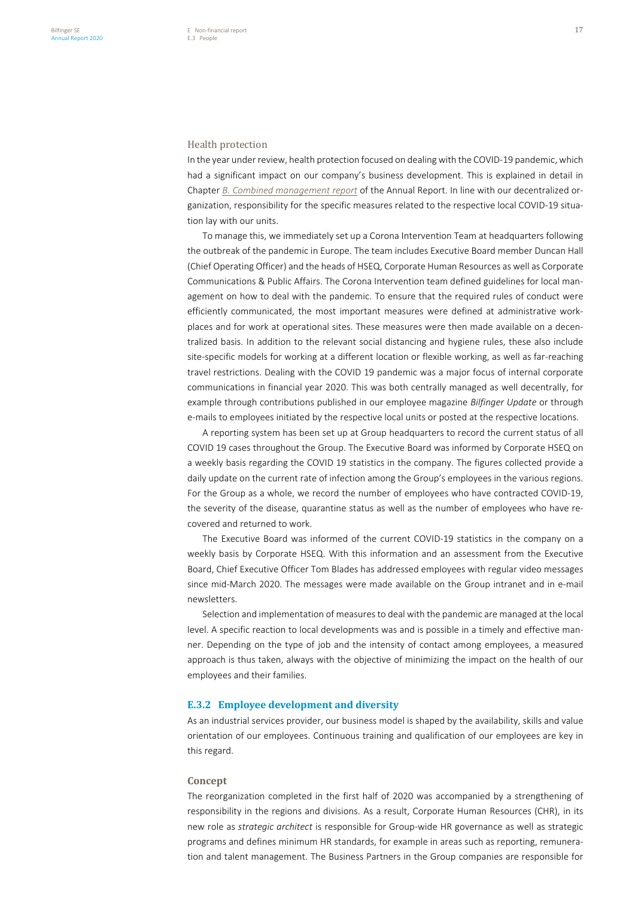### Health protection

In the year under review, health protection focused on dealing with the COVID-19 pandemic, which had a significant impact on our company's business development. This is explained in detail in Chapter *B. Combined management report* of the Annual Report. In line with our decentralized organization, responsibility for the specific measures related to the respective local COVID-19 situation lay with our units.

To manage this, we immediately set up a Corona Intervention Team at headquarters following the outbreak of the pandemic in Europe. The team includes Executive Board member Duncan Hall (Chief Operating Officer) and the heads of HSEQ, Corporate Human Resources as well as Corporate Communications & Public Affairs. The Corona Intervention team defined guidelines for local management on how to deal with the pandemic. To ensure that the required rules of conduct were efficiently communicated, the most important measures were defined at administrative workplaces and for work at operational sites. These measures were then made available on a decentralized basis. In addition to the relevant social distancing and hygiene rules, these also include site-specific models for working at a different location or flexible working, as well as far-reaching travel restrictions. Dealing with the COVID 19 pandemic was a major focus of internal corporate communications in financial year 2020. This was both centrally managed as well decentrally, for example through contributions published in our employee magazine *Bilfinger Update* or through e-mails to employees initiated by the respective local units or posted at the respective locations.

A reporting system has been set up at Group headquarters to record the current status of all COVID 19 cases throughout the Group. The Executive Board was informed by Corporate HSEQ on a weekly basis regarding the COVID 19 statistics in the company. The figures collected provide a daily update on the current rate of infection among the Group's employees in the various regions. For the Group as a whole, we record the number of employees who have contracted COVID-19, the severity of the disease, quarantine status as well as the number of employees who have recovered and returned to work.

The Executive Board was informed of the current COVID-19 statistics in the company on a weekly basis by Corporate HSEQ. With this information and an assessment from the Executive Board, Chief Executive Officer Tom Blades has addressed employees with regular video messages since mid-March 2020. The messages were made available on the Group intranet and in e-mail newsletters.

Selection and implementation of measures to deal with the pandemic are managed at the local level. A specific reaction to local developments was and is possible in a timely and effective manner. Depending on the type of job and the intensity of contact among employees, a measured approach is thus taken, always with the objective of minimizing the impact on the health of our employees and their families.

## E.3.2 Employee development and diversity

As an industrial services provider, our business model is shaped by the availability, skills and value orientation of our employees. Continuous training and qualification of our employees are key in this regard.

### Concept

The reorganization completed in the first half of 2020 was accompanied by a strengthening of responsibility in the regions and divisions. As a result, Corporate Human Resources (CHR), in its new role as *strategic architect* is responsible for Group-wide HR governance as well as strategic programs and defines minimum HR standards, for example in areas such as reporting, remuneration and talent management. The Business Partners in the Group companies are responsible for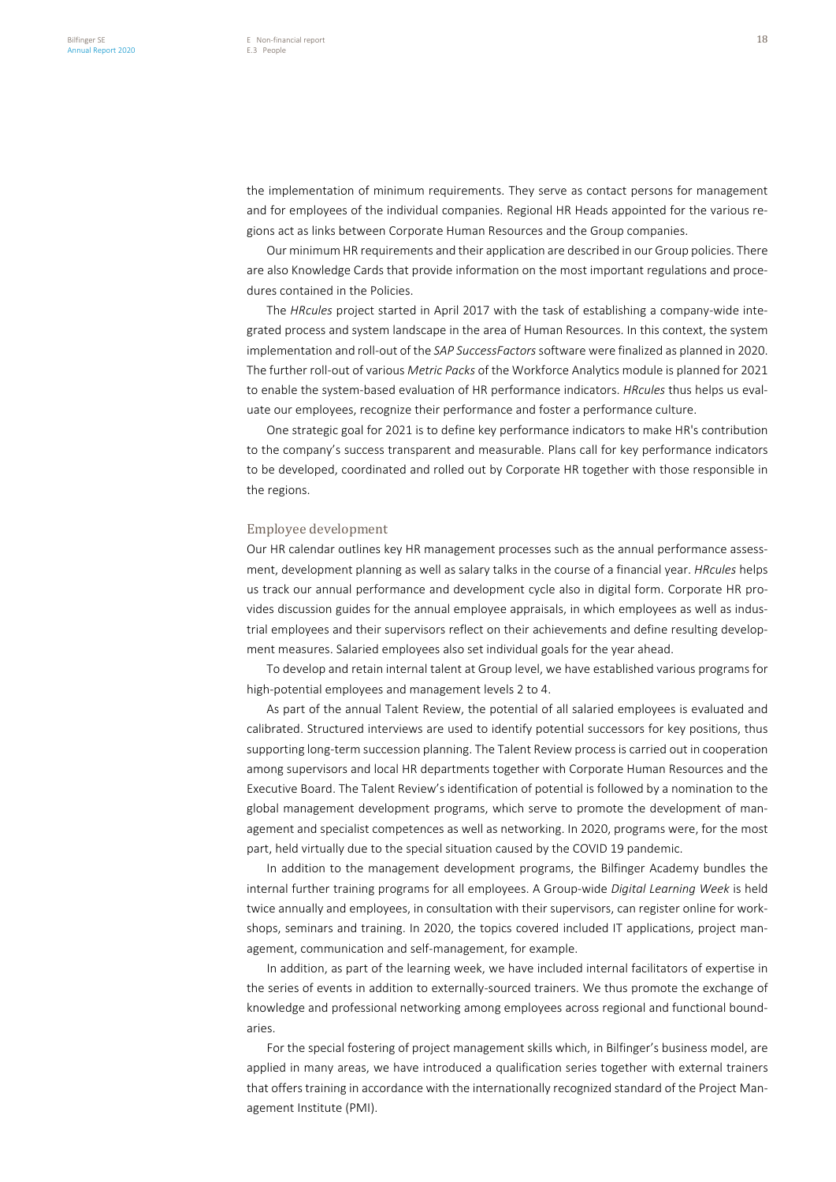the implementation of minimum requirements. They serve as contact persons for management and for employees of the individual companies. Regional HR Heads appointed for the various regions act as links between Corporate Human Resources and the Group companies.

Our minimum HR requirements and their application are described in our Group policies. There are also Knowledge Cards that provide information on the most important regulations and procedures contained in the Policies.

The *HRcules* project started in April 2017 with the task of establishing a company-wide integrated process and system landscape in the area of Human Resources. In this context, the system implementation and roll-out of the *SAP SuccessFactors* software were finalized as planned in 2020. The further roll-out of various *Metric Packs* of the Workforce Analytics module is planned for 2021 to enable the system-based evaluation of HR performance indicators. *HRcules* thus helps us evaluate our employees, recognize their performance and foster a performance culture.

One strategic goal for 2021 is to define key performance indicators to make HR's contribution to the company's success transparent and measurable. Plans call for key performance indicators to be developed, coordinated and rolled out by Corporate HR together with those responsible in the regions.

## Employee development

Our HR calendar outlines key HR management processes such as the annual performance assessment, development planning as well as salary talks in the course of a financial year. *HRcules* helps us track our annual performance and development cycle also in digital form. Corporate HR provides discussion guides for the annual employee appraisals, in which employees as well as industrial employees and their supervisors reflect on their achievements and define resulting development measures. Salaried employees also set individual goals for the year ahead.

To develop and retain internal talent at Group level, we have established various programs for high-potential employees and management levels 2 to 4.

As part of the annual Talent Review, the potential of all salaried employees is evaluated and calibrated. Structured interviews are used to identify potential successors for key positions, thus supporting long-term succession planning. The Talent Review process is carried out in cooperation among supervisors and local HR departments together with Corporate Human Resources and the Executive Board. The Talent Review's identification of potential is followed by a nomination to the global management development programs, which serve to promote the development of management and specialist competences as well as networking. In 2020, programs were, for the most part, held virtually due to the special situation caused by the COVID 19 pandemic.

In addition to the management development programs, the Bilfinger Academy bundles the internal further training programs for all employees. A Group-wide *Digital Learning Week* is held twice annually and employees, in consultation with their supervisors, can register online for workshops, seminars and training. In 2020, the topics covered included IT applications, project management, communication and self-management, for example.

In addition, as part of the learning week, we have included internal facilitators of expertise in the series of events in addition to externally-sourced trainers. We thus promote the exchange of knowledge and professional networking among employees across regional and functional boundaries.

For the special fostering of project management skills which, in Bilfinger's business model, are applied in many areas, we have introduced a qualification series together with external trainers that offers training in accordance with the internationally recognized standard of the Project Management Institute (PMI).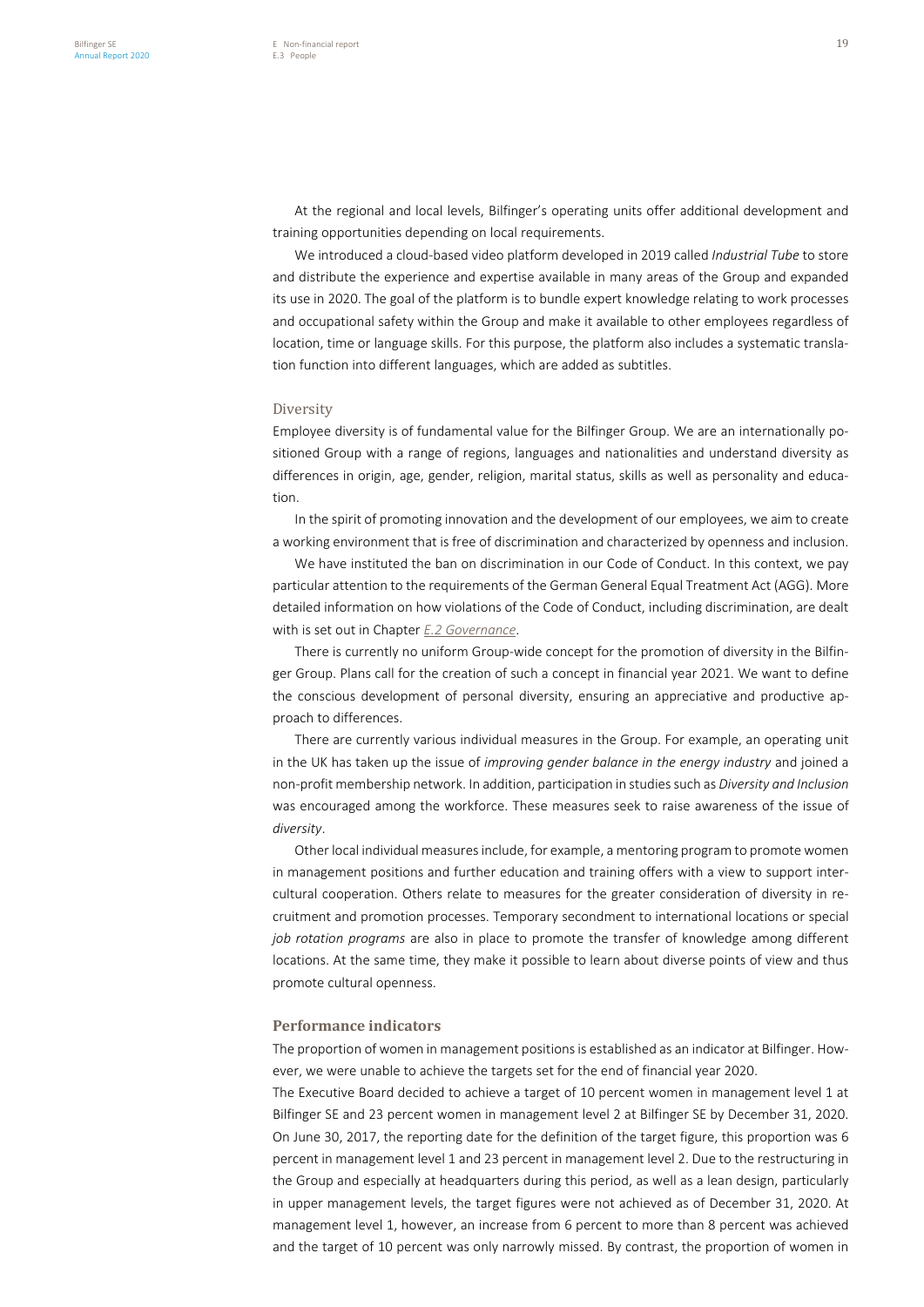At the regional and local levels, Bilfinger's operating units offer additional development and training opportunities depending on local requirements.

We introduced a cloud-based video platform developed in 2019 called *Industrial Tube* to store and distribute the experience and expertise available in many areas of the Group and expanded its use in 2020. The goal of the platform is to bundle expert knowledge relating to work processes and occupational safety within the Group and make it available to other employees regardless of location, time or language skills. For this purpose, the platform also includes a systematic translation function into different languages, which are added as subtitles.

### Diversity

Employee diversity is of fundamental value for the Bilfinger Group. We are an internationally positioned Group with a range of regions, languages and nationalities and understand diversity as differences in origin, age, gender, religion, marital status, skills as well as personality and education.

In the spirit of promoting innovation and the development of our employees, we aim to create a working environment that is free of discrimination and characterized by openness and inclusion.

We have instituted the ban on discrimination in our Code of Conduct. In this context, we pay particular attention to the requirements of the German General Equal Treatment Act (AGG). More detailed information on how violations of the Code of Conduct, including discrimination, are dealt with is set out in Chapter *E.2 Governance*.

There is currently no uniform Group-wide concept for the promotion of diversity in the Bilfinger Group. Plans call for the creation of such a concept in financial year 2021. We want to define the conscious development of personal diversity, ensuring an appreciative and productive approach to differences.

There are currently various individual measures in the Group. For example, an operating unit in the UK has taken up the issue of *improving gender balance in the energy industry* and joined a non-profit membership network. In addition, participation in studies such as *Diversity and Inclusion* was encouraged among the workforce. These measures seek to raise awareness of the issue of *diversity*.

Other local individual measures include, for example, a mentoring program to promote women in management positions and further education and training offers with a view to support intercultural cooperation. Others relate to measures for the greater consideration of diversity in recruitment and promotion processes. Temporary secondment to international locations or special *job rotation programs* are also in place to promote the transfer of knowledge among different locations. At the same time, they make it possible to learn about diverse points of view and thus promote cultural openness.

### Performance indicators

The proportion of women in management positions is established as an indicator at Bilfinger. However, we were unable to achieve the targets set for the end of financial year 2020.

The Executive Board decided to achieve a target of 10 percent women in management level 1 at Bilfinger SE and 23 percent women in management level 2 at Bilfinger SE by December 31, 2020. On June 30, 2017, the reporting date for the definition of the target figure, this proportion was 6 percent in management level 1 and 23 percent in management level 2. Due to the restructuring in the Group and especially at headquarters during this period, as well as a lean design, particularly in upper management levels, the target figures were not achieved as of December 31, 2020. At management level 1, however, an increase from 6 percent to more than 8 percent was achieved and the target of 10 percent was only narrowly missed. By contrast, the proportion of women in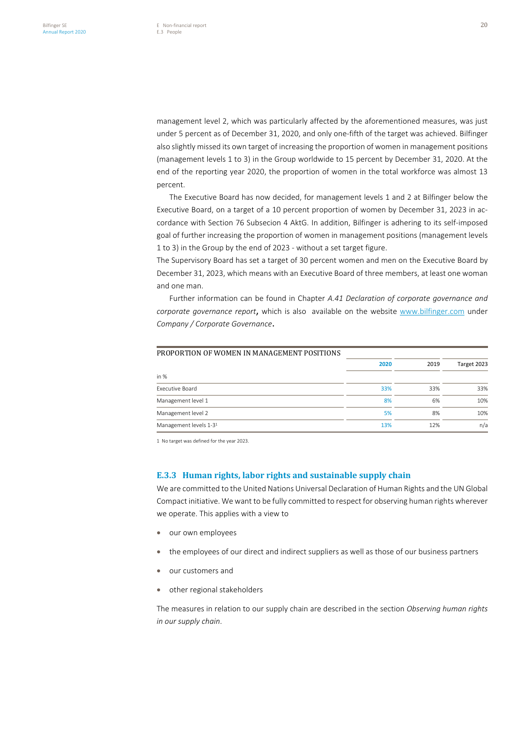management level 2, which was particularly affected by the aforementioned measures, was just under 5 percent as of December 31, 2020, and only one-fifth of the target was achieved. Bilfinger also slightly missed its own target of increasing the proportion of women in management positions (management levels 1 to 3) in the Group worldwide to 15 percent by December 31, 2020. At the end of the reporting year 2020, the proportion of women in the total workforce was almost 13 percent.

The Executive Board has now decided, for management levels 1 and 2 at Bilfinger below the Executive Board, on a target of a 10 percent proportion of women by December 31, 2023 in accordance with Section 76 Subsecion 4 AktG. In addition, Bilfinger is adhering to its self-imposed goal of further increasing the proportion of women in management positions (management levels 1 to 3) in the Group by the end of 2023 - without a set target figure.

The Supervisory Board has set a target of 30 percent women and men on the Executive Board by December 31, 2023, which means with an Executive Board of three members, at least one woman and one man.

Further information can be found in Chapter *A.41 Declaration of corporate governance and corporate governance report*, which is also available on the website www.bilfinger.com under *Company / Corporate Governance*.

PROPORTION OF WOMEN IN MANAGEMENT POSITIONS

| in % | 2020 | 2019 | Target 2023 |
|---|---|---|---|
| Executive Board | 33% | 33% | 33% |
| Management level 1 | 8% | 6% | 10% |
| Management level 2 | 5% | 8% | 10% |
| Management levels 1-3[1] | 13% | 12% | n/a |

1 No target was defined for the year 2023.

### E.3.3 Human rights, labor rights and sustainable supply chain

We are committed to the United Nations Universal Declaration of Human Rights and the UN Global Compact initiative. We want to be fully committed to respect for observing human rights wherever we operate. This applies with a view to

- our own employees
- the employees of our direct and indirect suppliers as well as those of our business partners
- our customers and
- other regional stakeholders

The measures in relation to our supply chain are described in the section *Observing human rights in our supply chain*.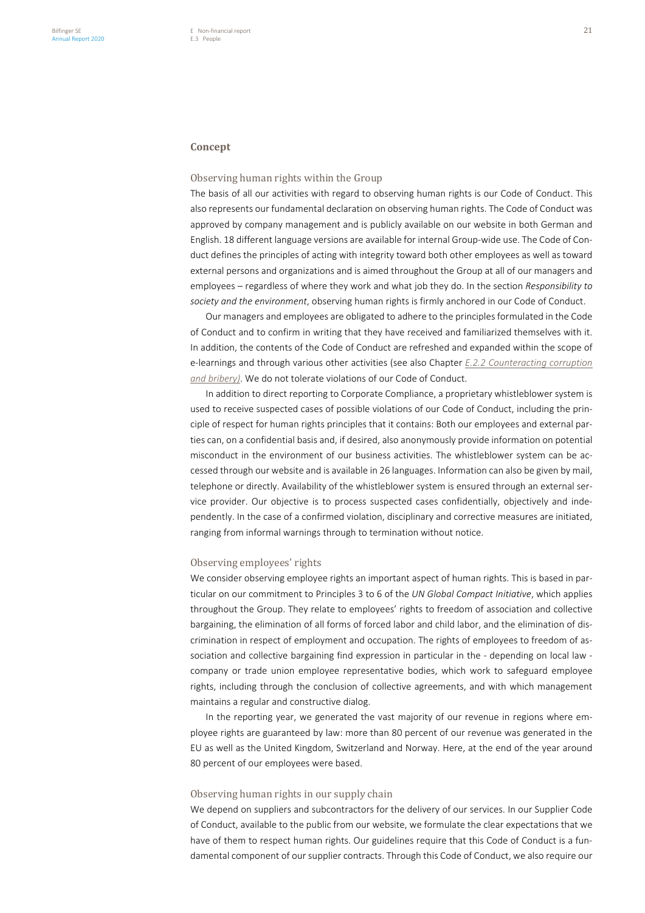## Concept

### Observing human rights within the Group

The basis of all our activities with regard to observing human rights is our Code of Conduct. This also represents our fundamental declaration on observing human rights. The Code of Conduct was approved by company management and is publicly available on our website in both German and English. 18 different language versions are available for internal Group-wide use. The Code of Conduct defines the principles of acting with integrity toward both other employees as well as toward external persons and organizations and is aimed throughout the Group at all of our managers and employees – regardless of where they work and what job they do. In the section *Responsibility to society and the environment*, observing human rights is firmly anchored in our Code of Conduct.

Our managers and employees are obligated to adhere to the principles formulated in the Code of Conduct and to confirm in writing that they have received and familiarized themselves with it. In addition, the contents of the Code of Conduct are refreshed and expanded within the scope of e-learnings and through various other activities (see also Chapter *E.2.2 Counteracting corruption and bribery)*. We do not tolerate violations of our Code of Conduct.

In addition to direct reporting to Corporate Compliance, a proprietary whistleblower system is used to receive suspected cases of possible violations of our Code of Conduct, including the principle of respect for human rights principles that it contains: Both our employees and external parties can, on a confidential basis and, if desired, also anonymously provide information on potential misconduct in the environment of our business activities. The whistleblower system can be accessed through our website and is available in 26 languages. Information can also be given by mail, telephone or directly. Availability of the whistleblower system is ensured through an external service provider. Our objective is to process suspected cases confidentially, objectively and independently. In the case of a confirmed violation, disciplinary and corrective measures are initiated, ranging from informal warnings through to termination without notice.

### Observing employees' rights

We consider observing employee rights an important aspect of human rights. This is based in particular on our commitment to Principles 3 to 6 of the *UN Global Compact Initiative*, which applies throughout the Group. They relate to employees' rights to freedom of association and collective bargaining, the elimination of all forms of forced labor and child labor, and the elimination of discrimination in respect of employment and occupation. The rights of employees to freedom of association and collective bargaining find expression in particular in the - depending on local law - company or trade union employee representative bodies, which work to safeguard employee rights, including through the conclusion of collective agreements, and with which management maintains a regular and constructive dialog.

In the reporting year, we generated the vast majority of our revenue in regions where employee rights are guaranteed by law: more than 80 percent of our revenue was generated in the EU as well as the United Kingdom, Switzerland and Norway. Here, at the end of the year around 80 percent of our employees were based.

### Observing human rights in our supply chain

We depend on suppliers and subcontractors for the delivery of our services. In our Supplier Code of Conduct, available to the public from our website, we formulate the clear expectations that we have of them to respect human rights. Our guidelines require that this Code of Conduct is a fundamental component of our supplier contracts. Through this Code of Conduct, we also require our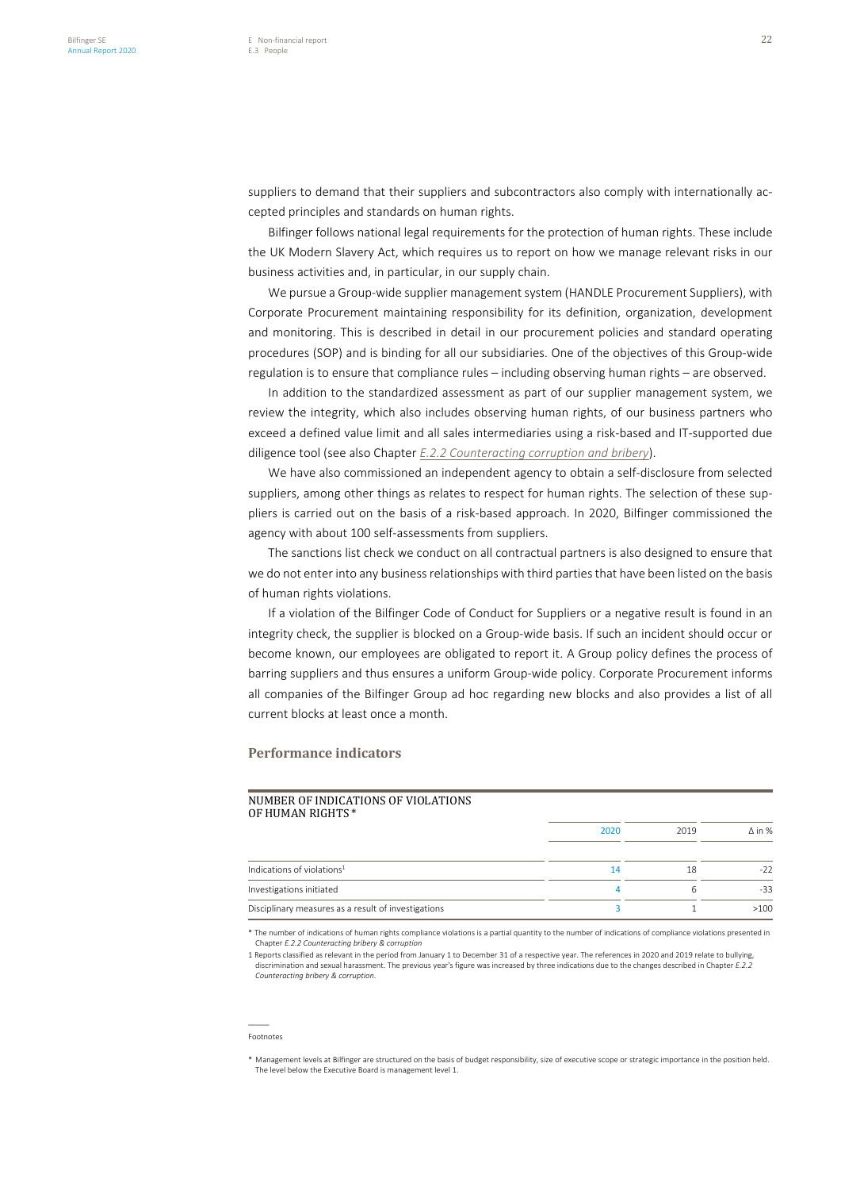suppliers to demand that their suppliers and subcontractors also comply with internationally accepted principles and standards on human rights.

Bilfinger follows national legal requirements for the protection of human rights. These include the UK Modern Slavery Act, which requires us to report on how we manage relevant risks in our business activities and, in particular, in our supply chain.

We pursue a Group-wide supplier management system (HANDLE Procurement Suppliers), with Corporate Procurement maintaining responsibility for its definition, organization, development and monitoring. This is described in detail in our procurement policies and standard operating procedures (SOP) and is binding for all our subsidiaries. One of the objectives of this Group-wide regulation is to ensure that compliance rules – including observing human rights – are observed.

In addition to the standardized assessment as part of our supplier management system, we review the integrity, which also includes observing human rights, of our business partners who exceed a defined value limit and all sales intermediaries using a risk-based and IT-supported due diligence tool (see also Chapter *E.2.2 Counteracting corruption and bribery*).

We have also commissioned an independent agency to obtain a self-disclosure from selected suppliers, among other things as relates to respect for human rights. The selection of these suppliers is carried out on the basis of a risk-based approach. In 2020, Bilfinger commissioned the agency with about 100 self-assessments from suppliers.

The sanctions list check we conduct on all contractual partners is also designed to ensure that we do not enter into any business relationships with third parties that have been listed on the basis of human rights violations.

If a violation of the Bilfinger Code of Conduct for Suppliers or a negative result is found in an integrity check, the supplier is blocked on a Group-wide basis. If such an incident should occur or become known, our employees are obligated to report it. A Group policy defines the process of barring suppliers and thus ensures a uniform Group-wide policy. Corporate Procurement informs all companies of the Bilfinger Group ad hoc regarding new blocks and also provides a list of all current blocks at least once a month.

## Performance indicators

NUMBER OF INDICATIONS OF VIOLATIONS OF HUMAN RIGHTS *

| | 2020 | 2019 | Δ in % |
|---|---|---|---|
| Indications of violations[1] | 14 | 18 | -22 |
| Investigations initiated | 4 | 6 | -33 |
| Disciplinary measures as a result of investigations | 3 | 1 | >100 |

* The number of indications of human rights compliance violations is a partial quantity to the number of indications of compliance violations presented in Chapter *E.2.2 Counteracting bribery & corruption*

1 Reports classified as relevant in the period from January 1 to December 31 of a respective year. The references in 2020 and 2019 relate to bullying, discrimination and sexual harassment. The previous year's figure was increased by three indications due to the changes described in Chapter *E.2.2 Counteracting bribery & corruption*.

Footnotes

* Management levels at Bilfinger are structured on the basis of budget responsibility, size of executive scope or strategic importance in the position held. The level below the Executive Board is management level 1.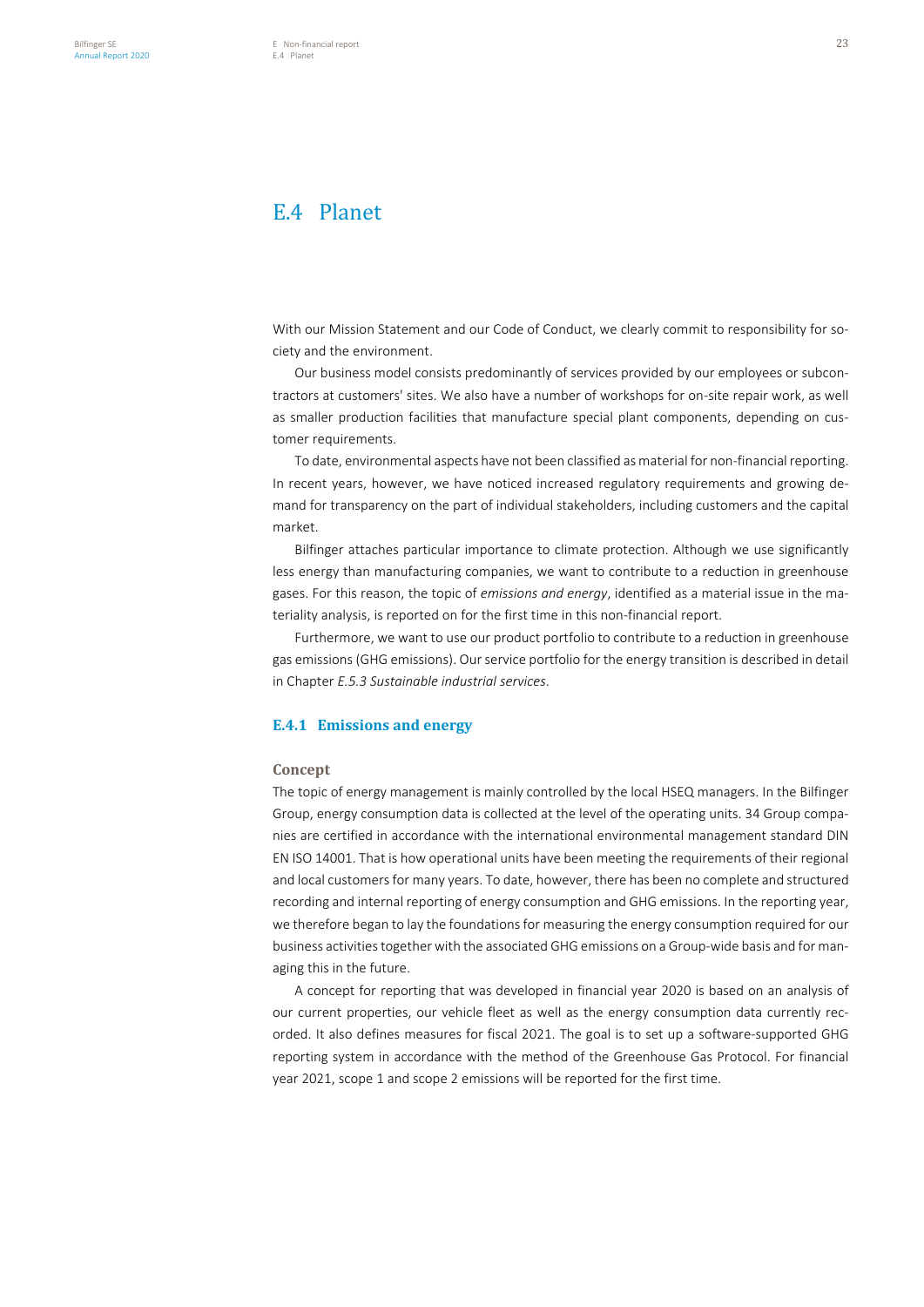# E.4 Planet

With our Mission Statement and our Code of Conduct, we clearly commit to responsibility for society and the environment.

Our business model consists predominantly of services provided by our employees or subcontractors at customers' sites. We also have a number of workshops for on-site repair work, as well as smaller production facilities that manufacture special plant components, depending on customer requirements.

To date, environmental aspects have not been classified as material for non-financial reporting. In recent years, however, we have noticed increased regulatory requirements and growing demand for transparency on the part of individual stakeholders, including customers and the capital market.

Bilfinger attaches particular importance to climate protection. Although we use significantly less energy than manufacturing companies, we want to contribute to a reduction in greenhouse gases. For this reason, the topic of *emissions and energy*, identified as a material issue in the materiality analysis, is reported on for the first time in this non-financial report.

Furthermore, we want to use our product portfolio to contribute to a reduction in greenhouse gas emissions (GHG emissions). Our service portfolio for the energy transition is described in detail in Chapter *E.5.3 Sustainable industrial services*.

## E.4.1 Emissions and energy

### Concept

The topic of energy management is mainly controlled by the local HSEQ managers. In the Bilfinger Group, energy consumption data is collected at the level of the operating units. 34 Group companies are certified in accordance with the international environmental management standard DIN EN ISO 14001. That is how operational units have been meeting the requirements of their regional and local customers for many years. To date, however, there has been no complete and structured recording and internal reporting of energy consumption and GHG emissions. In the reporting year, we therefore began to lay the foundations for measuring the energy consumption required for our business activities together with the associated GHG emissions on a Group-wide basis and for managing this in the future.

A concept for reporting that was developed in financial year 2020 is based on an analysis of our current properties, our vehicle fleet as well as the energy consumption data currently recorded. It also defines measures for fiscal 2021. The goal is to set up a software-supported GHG reporting system in accordance with the method of the Greenhouse Gas Protocol. For financial year 2021, scope 1 and scope 2 emissions will be reported for the first time.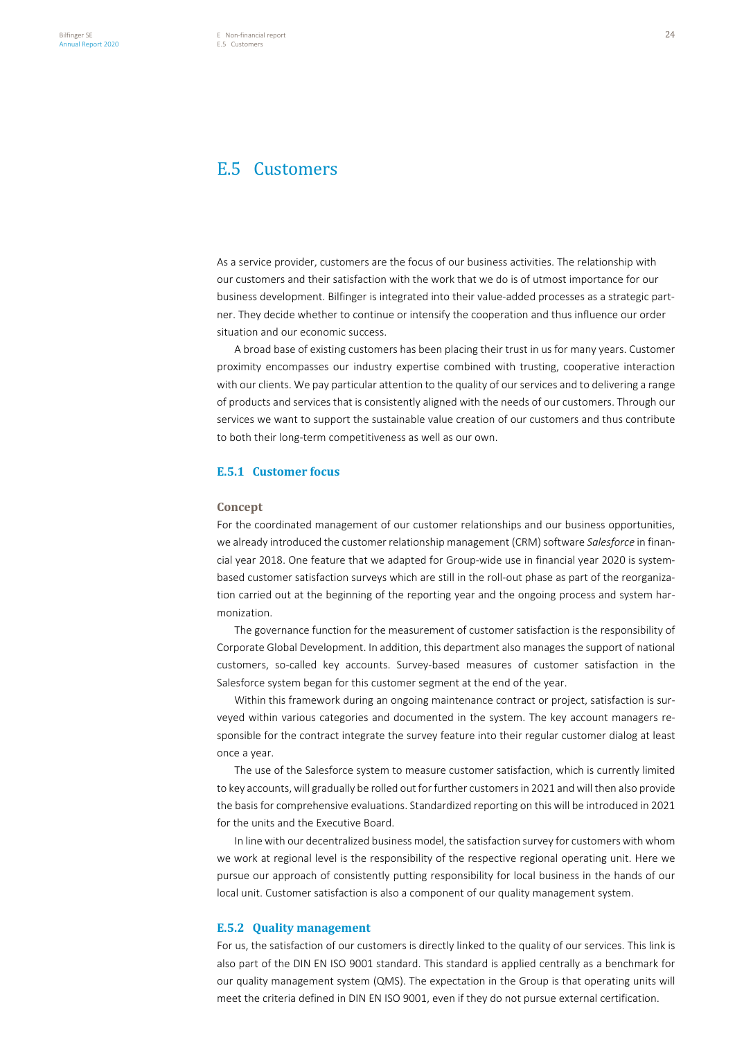# E.5 Customers

As a service provider, customers are the focus of our business activities. The relationship with our customers and their satisfaction with the work that we do is of utmost importance for our business development. Bilfinger is integrated into their value-added processes as a strategic partner. They decide whether to continue or intensify the cooperation and thus influence our order situation and our economic success.

A broad base of existing customers has been placing their trust in us for many years. Customer proximity encompasses our industry expertise combined with trusting, cooperative interaction with our clients. We pay particular attention to the quality of our services and to delivering a range of products and services that is consistently aligned with the needs of our customers. Through our services we want to support the sustainable value creation of our customers and thus contribute to both their long-term competitiveness as well as our own.

## E.5.1 Customer focus

### Concept

For the coordinated management of our customer relationships and our business opportunities, we already introduced the customer relationship management (CRM) software *Salesforce* in financial year 2018. One feature that we adapted for Group-wide use in financial year 2020 is system-based customer satisfaction surveys which are still in the roll-out phase as part of the reorganization carried out at the beginning of the reporting year and the ongoing process and system harmonization.

The governance function for the measurement of customer satisfaction is the responsibility of Corporate Global Development. In addition, this department also manages the support of national customers, so-called key accounts. Survey-based measures of customer satisfaction in the Salesforce system began for this customer segment at the end of the year.

Within this framework during an ongoing maintenance contract or project, satisfaction is surveyed within various categories and documented in the system. The key account managers responsible for the contract integrate the survey feature into their regular customer dialog at least once a year.

The use of the Salesforce system to measure customer satisfaction, which is currently limited to key accounts, will gradually be rolled out for further customers in 2021 and will then also provide the basis for comprehensive evaluations. Standardized reporting on this will be introduced in 2021 for the units and the Executive Board.

In line with our decentralized business model, the satisfaction survey for customers with whom we work at regional level is the responsibility of the respective regional operating unit. Here we pursue our approach of consistently putting responsibility for local business in the hands of our local unit. Customer satisfaction is also a component of our quality management system.

## E.5.2 Quality management

For us, the satisfaction of our customers is directly linked to the quality of our services. This link is also part of the DIN EN ISO 9001 standard. This standard is applied centrally as a benchmark for our quality management system (QMS). The expectation in the Group is that operating units will meet the criteria defined in DIN EN ISO 9001, even if they do not pursue external certification.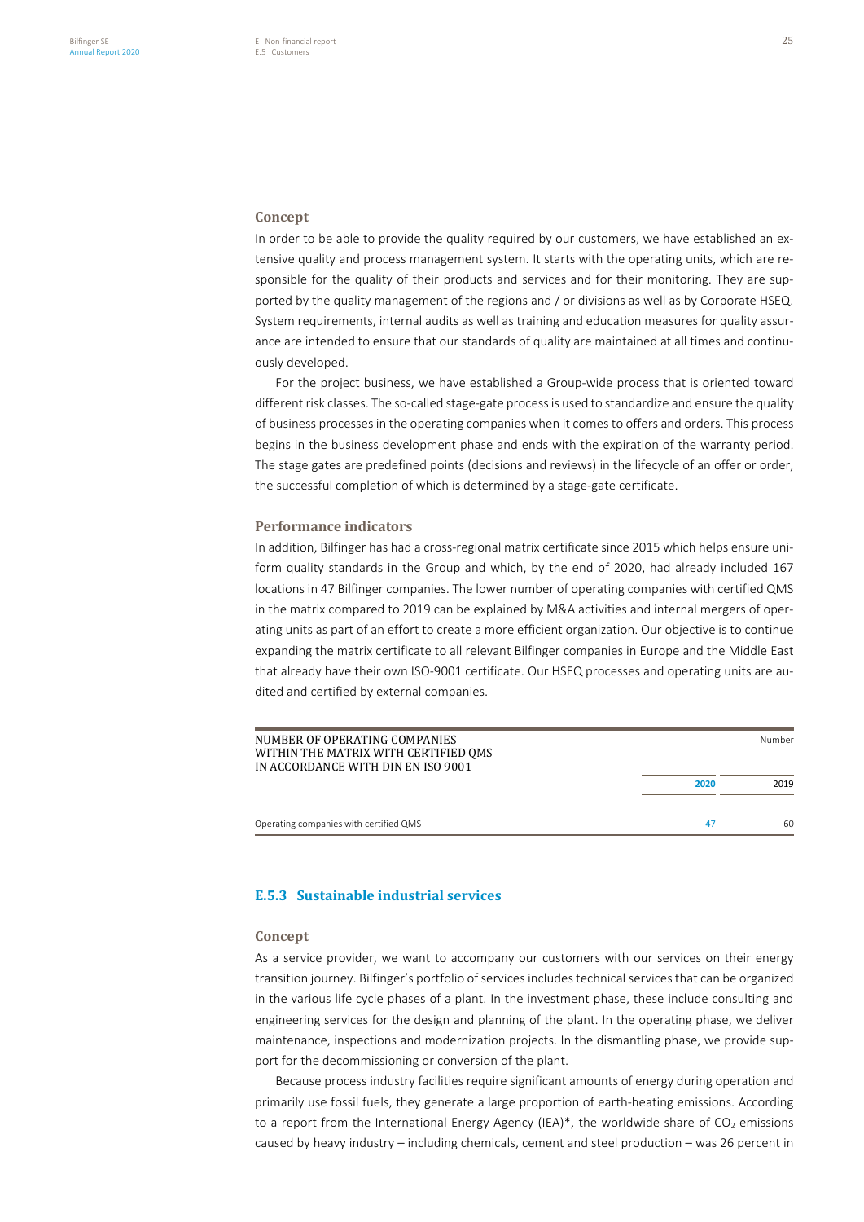### Concept

In order to be able to provide the quality required by our customers, we have established an extensive quality and process management system. It starts with the operating units, which are responsible for the quality of their products and services and for their monitoring. They are supported by the quality management of the regions and / or divisions as well as by Corporate HSEQ. System requirements, internal audits as well as training and education measures for quality assurance are intended to ensure that our standards of quality are maintained at all times and continuously developed.

For the project business, we have established a Group-wide process that is oriented toward different risk classes. The so-called stage-gate process is used to standardize and ensure the quality of business processes in the operating companies when it comes to offers and orders. This process begins in the business development phase and ends with the expiration of the warranty period. The stage gates are predefined points (decisions and reviews) in the lifecycle of an offer or order, the successful completion of which is determined by a stage-gate certificate.

### Performance indicators

In addition, Bilfinger has had a cross-regional matrix certificate since 2015 which helps ensure uniform quality standards in the Group and which, by the end of 2020, had already included 167 locations in 47 Bilfinger companies. The lower number of operating companies with certified QMS in the matrix compared to 2019 can be explained by M&A activities and internal mergers of operating units as part of an effort to create a more efficient organization. Our objective is to continue expanding the matrix certificate to all relevant Bilfinger companies in Europe and the Middle East that already have their own ISO-9001 certificate. Our HSEQ processes and operating units are audited and certified by external companies.

| NUMBER OF OPERATING COMPANIES WITHIN THE MATRIX WITH CERTIFIED QMS IN ACCORDANCE WITH DIN EN ISO 9001 | | Number |
|---|---|---|
| | 2020 | 2019 |
| Operating companies with certified QMS | 47 | 60 |

## E.5.3 Sustainable industrial services

### Concept

As a service provider, we want to accompany our customers with our services on their energy transition journey. Bilfinger's portfolio of services includes technical services that can be organized in the various life cycle phases of a plant. In the investment phase, these include consulting and engineering services for the design and planning of the plant. In the operating phase, we deliver maintenance, inspections and modernization projects. In the dismantling phase, we provide support for the decommissioning or conversion of the plant.

Because process industry facilities require significant amounts of energy during operation and primarily use fossil fuels, they generate a large proportion of earth-heating emissions. According to a report from the International Energy Agency (IEA)*, the worldwide share of $CO_2$ emissions caused by heavy industry – including chemicals, cement and steel production – was 26 percent in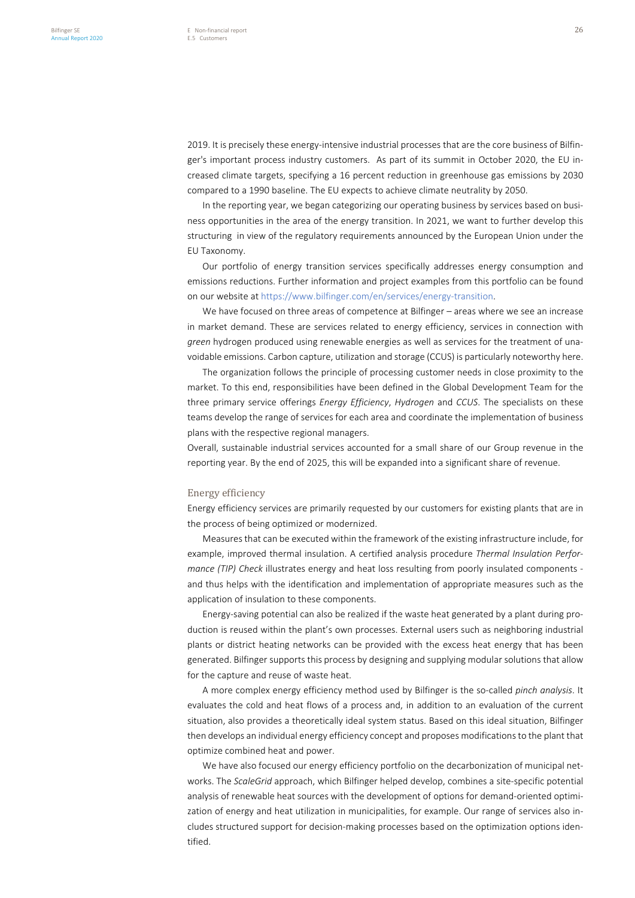2019. It is precisely these energy-intensive industrial processes that are the core business of Bilfinger's important process industry customers. As part of its summit in October 2020, the EU increased climate targets, specifying a 16 percent reduction in greenhouse gas emissions by 2030 compared to a 1990 baseline. The EU expects to achieve climate neutrality by 2050.

In the reporting year, we began categorizing our operating business by services based on business opportunities in the area of the energy transition. In 2021, we want to further develop this structuring in view of the regulatory requirements announced by the European Union under the EU Taxonomy.

Our portfolio of energy transition services specifically addresses energy consumption and emissions reductions. Further information and project examples from this portfolio can be found on our website at https://www.bilfinger.com/en/services/energy-transition.

We have focused on three areas of competence at Bilfinger – areas where we see an increase in market demand. These are services related to energy efficiency, services in connection with *green* hydrogen produced using renewable energies as well as services for the treatment of unavoidable emissions. Carbon capture, utilization and storage (CCUS) is particularly noteworthy here.

The organization follows the principle of processing customer needs in close proximity to the market. To this end, responsibilities have been defined in the Global Development Team for the three primary service offerings *Energy Efficiency*, *Hydrogen* and *CCUS*. The specialists on these teams develop the range of services for each area and coordinate the implementation of business plans with the respective regional managers.

Overall, sustainable industrial services accounted for a small share of our Group revenue in the reporting year. By the end of 2025, this will be expanded into a significant share of revenue.

### Energy efficiency

Energy efficiency services are primarily requested by our customers for existing plants that are in the process of being optimized or modernized.

Measures that can be executed within the framework of the existing infrastructure include, for example, improved thermal insulation. A certified analysis procedure *Thermal Insulation Performance (TIP) Check* illustrates energy and heat loss resulting from poorly insulated components - and thus helps with the identification and implementation of appropriate measures such as the application of insulation to these components.

Energy-saving potential can also be realized if the waste heat generated by a plant during production is reused within the plant's own processes. External users such as neighboring industrial plants or district heating networks can be provided with the excess heat energy that has been generated. Bilfinger supports this process by designing and supplying modular solutions that allow for the capture and reuse of waste heat.

A more complex energy efficiency method used by Bilfinger is the so-called *pinch analysis*. It evaluates the cold and heat flows of a process and, in addition to an evaluation of the current situation, also provides a theoretically ideal system status. Based on this ideal situation, Bilfinger then develops an individual energy efficiency concept and proposes modifications to the plant that optimize combined heat and power.

We have also focused our energy efficiency portfolio on the decarbonization of municipal networks. The *ScaleGrid* approach, which Bilfinger helped develop, combines a site-specific potential analysis of renewable heat sources with the development of options for demand-oriented optimization of energy and heat utilization in municipalities, for example. Our range of services also includes structured support for decision-making processes based on the optimization options identified.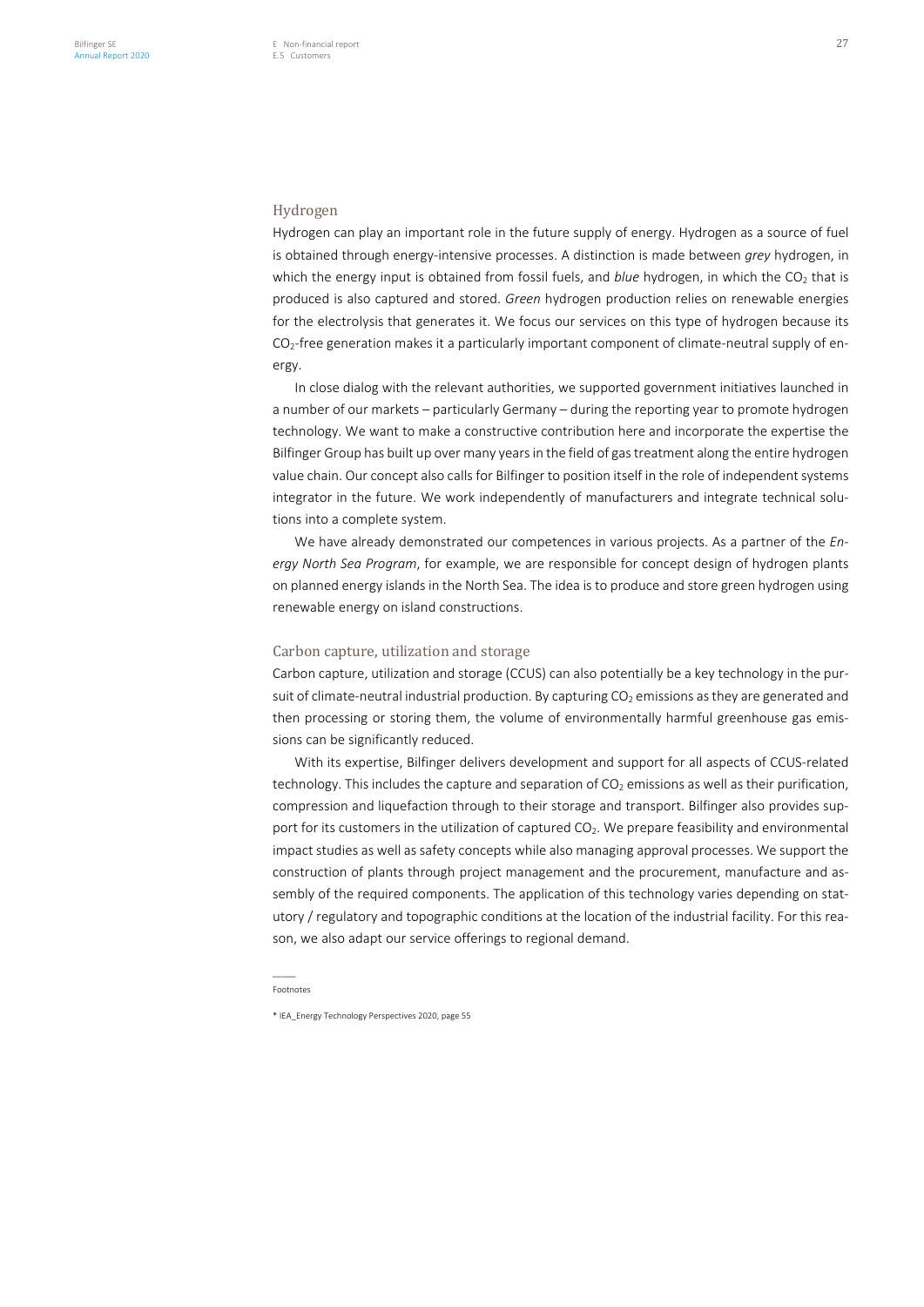## Hydrogen

Hydrogen can play an important role in the future supply of energy. Hydrogen as a source of fuel is obtained through energy-intensive processes. A distinction is made between *grey* hydrogen, in which the energy input is obtained from fossil fuels, and *blue* hydrogen, in which the $CO_2$ that is produced is also captured and stored. *Green* hydrogen production relies on renewable energies for the electrolysis that generates it. We focus our services on this type of hydrogen because its $CO_2$-free generation makes it a particularly important component of climate-neutral supply of energy.

In close dialog with the relevant authorities, we supported government initiatives launched in a number of our markets – particularly Germany – during the reporting year to promote hydrogen technology. We want to make a constructive contribution here and incorporate the expertise the Bilfinger Group has built up over many years in the field of gas treatment along the entire hydrogen value chain. Our concept also calls for Bilfinger to position itself in the role of independent systems integrator in the future. We work independently of manufacturers and integrate technical solutions into a complete system.

We have already demonstrated our competences in various projects. As a partner of the *Energy North Sea Program*, for example, we are responsible for concept design of hydrogen plants on planned energy islands in the North Sea. The idea is to produce and store green hydrogen using renewable energy on island constructions.

## Carbon capture, utilization and storage

Carbon capture, utilization and storage (CCUS) can also potentially be a key technology in the pursuit of climate-neutral industrial production. By capturing $CO_2$ emissions as they are generated and then processing or storing them, the volume of environmentally harmful greenhouse gas emissions can be significantly reduced.

With its expertise, Bilfinger delivers development and support for all aspects of CCUS-related technology. This includes the capture and separation of $CO_2$ emissions as well as their purification, compression and liquefaction through to their storage and transport. Bilfinger also provides support for its customers in the utilization of captured $CO_2$. We prepare feasibility and environmental impact studies as well as safety concepts while also managing approval processes. We support the construction of plants through project management and the procurement, manufacture and assembly of the required components. The application of this technology varies depending on statutory / regulatory and topographic conditions at the location of the industrial facility. For this reason, we also adapt our service offerings to regional demand.

---

Footnotes

* IEA_Energy Technology Perspectives 2020, page 55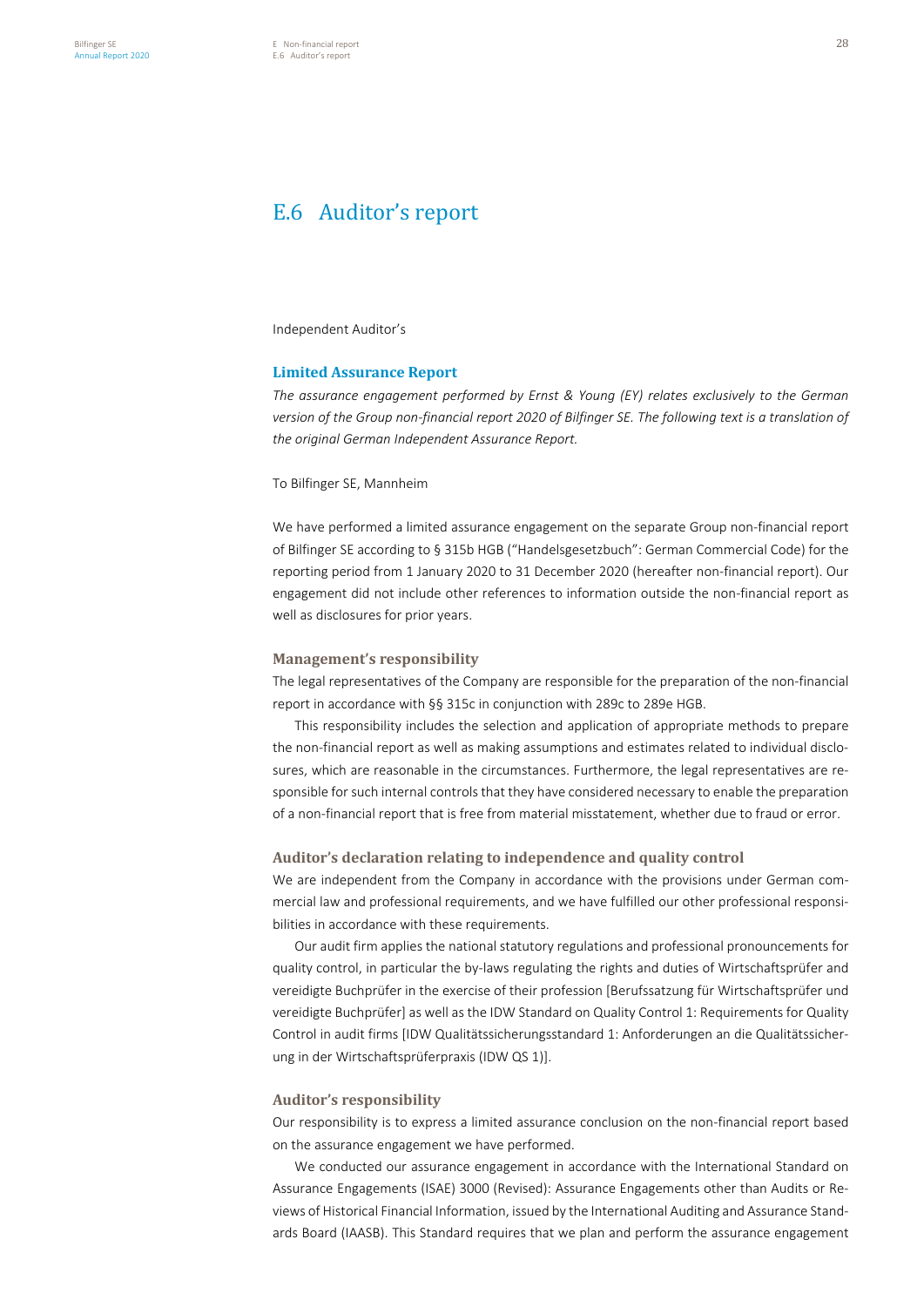# E.6 Auditor's report

Independent Auditor's

## Limited Assurance Report

*The assurance engagement performed by Ernst & Young (EY) relates exclusively to the German version of the Group non-financial report 2020 of Bilfinger SE. The following text is a translation of the original German Independent Assurance Report.*

To Bilfinger SE, Mannheim

We have performed a limited assurance engagement on the separate Group non-financial report of Bilfinger SE according to § 315b HGB ("Handelsgesetzbuch": German Commercial Code) for the reporting period from 1 January 2020 to 31 December 2020 (hereafter non-financial report). Our engagement did not include other references to information outside the non-financial report as well as disclosures for prior years.

### Management's responsibility

The legal representatives of the Company are responsible for the preparation of the non-financial report in accordance with §§ 315c in conjunction with 289c to 289e HGB.

This responsibility includes the selection and application of appropriate methods to prepare the non-financial report as well as making assumptions and estimates related to individual disclosures, which are reasonable in the circumstances. Furthermore, the legal representatives are responsible for such internal controls that they have considered necessary to enable the preparation of a non-financial report that is free from material misstatement, whether due to fraud or error.

### Auditor's declaration relating to independence and quality control

We are independent from the Company in accordance with the provisions under German commercial law and professional requirements, and we have fulfilled our other professional responsibilities in accordance with these requirements.

Our audit firm applies the national statutory regulations and professional pronouncements for quality control, in particular the by-laws regulating the rights and duties of Wirtschaftsprüfer and vereidigte Buchprüfer in the exercise of their profession [Berufssatzung für Wirtschaftsprüfer und vereidigte Buchprüfer] as well as the IDW Standard on Quality Control 1: Requirements for Quality Control in audit firms [IDW Qualitätssicherungsstandard 1: Anforderungen an die Qualitätssicherung in der Wirtschaftsprüferpraxis (IDW QS 1)].

### Auditor's responsibility

Our responsibility is to express a limited assurance conclusion on the non-financial report based on the assurance engagement we have performed.

We conducted our assurance engagement in accordance with the International Standard on Assurance Engagements (ISAE) 3000 (Revised): Assurance Engagements other than Audits or Reviews of Historical Financial Information, issued by the International Auditing and Assurance Standards Board (IAASB). This Standard requires that we plan and perform the assurance engagement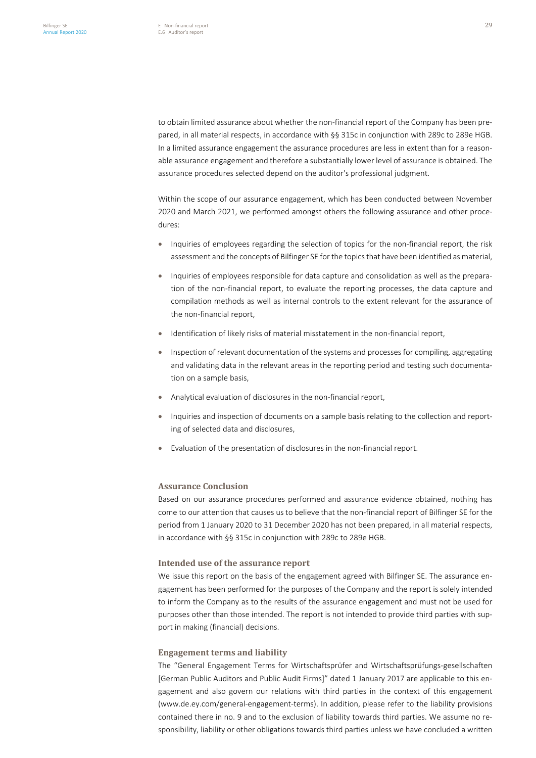to obtain limited assurance about whether the non-financial report of the Company has been prepared, in all material respects, in accordance with §§ 315c in conjunction with 289c to 289e HGB. In a limited assurance engagement the assurance procedures are less in extent than for a reasonable assurance engagement and therefore a substantially lower level of assurance is obtained. The assurance procedures selected depend on the auditor's professional judgment.

Within the scope of our assurance engagement, which has been conducted between November 2020 and March 2021, we performed amongst others the following assurance and other procedures:

- Inquiries of employees regarding the selection of topics for the non-financial report, the risk assessment and the concepts of Bilfinger SE for the topics that have been identified as material,
- Inquiries of employees responsible for data capture and consolidation as well as the preparation of the non-financial report, to evaluate the reporting processes, the data capture and compilation methods as well as internal controls to the extent relevant for the assurance of the non-financial report,
- Identification of likely risks of material misstatement in the non-financial report,
- Inspection of relevant documentation of the systems and processes for compiling, aggregating and validating data in the relevant areas in the reporting period and testing such documentation on a sample basis,
- Analytical evaluation of disclosures in the non-financial report,
- Inquiries and inspection of documents on a sample basis relating to the collection and reporting of selected data and disclosures,
- Evaluation of the presentation of disclosures in the non-financial report.

### Assurance Conclusion

Based on our assurance procedures performed and assurance evidence obtained, nothing has come to our attention that causes us to believe that the non-financial report of Bilfinger SE for the period from 1 January 2020 to 31 December 2020 has not been prepared, in all material respects, in accordance with §§ 315c in conjunction with 289c to 289e HGB.

### Intended use of the assurance report

We issue this report on the basis of the engagement agreed with Bilfinger SE. The assurance engagement has been performed for the purposes of the Company and the report is solely intended to inform the Company as to the results of the assurance engagement and must not be used for purposes other than those intended. The report is not intended to provide third parties with support in making (financial) decisions.

### Engagement terms and liability

The "General Engagement Terms for Wirtschaftsprüfer and Wirtschaftsprüfungs-gesellschaften [German Public Auditors and Public Audit Firms]" dated 1 January 2017 are applicable to this engagement and also govern our relations with third parties in the context of this engagement (www.de.ey.com/general-engagement-terms). In addition, please refer to the liability provisions contained there in no. 9 and to the exclusion of liability towards third parties. We assume no responsibility, liability or other obligations towards third parties unless we have concluded a written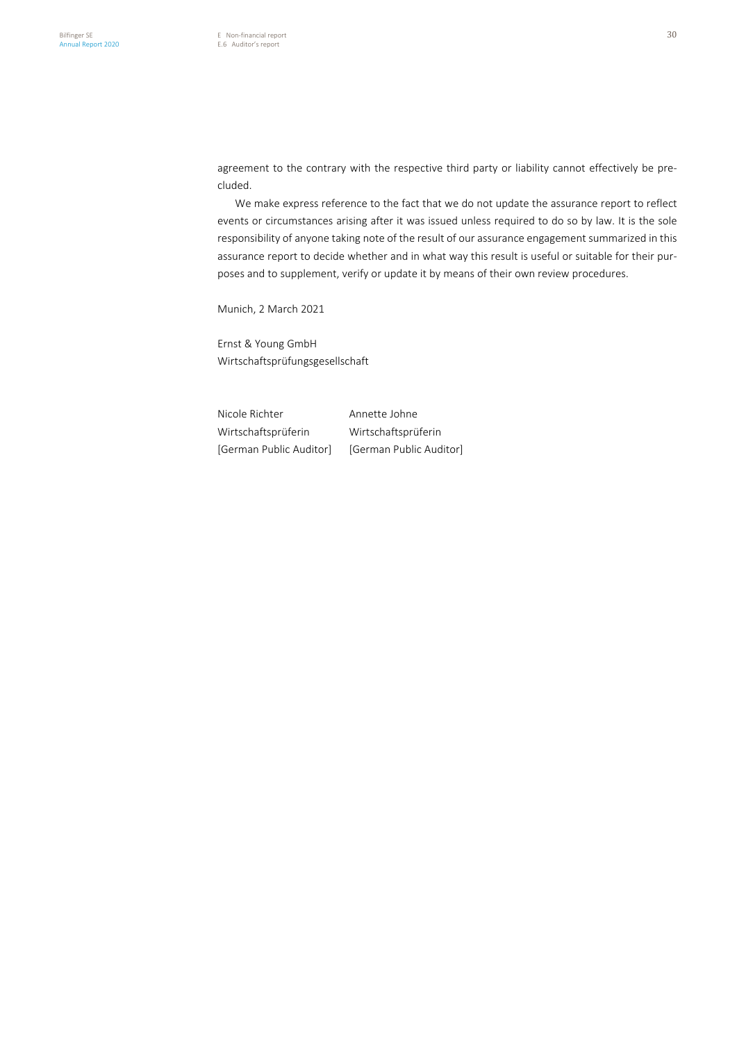agreement to the contrary with the respective third party or liability cannot effectively be precluded.

We make express reference to the fact that we do not update the assurance report to reflect events or circumstances arising after it was issued unless required to do so by law. It is the sole responsibility of anyone taking note of the result of our assurance engagement summarized in this assurance report to decide whether and in what way this result is useful or suitable for their purposes and to supplement, verify or update it by means of their own review procedures.

Munich, 2 March 2021

Ernst & Young GmbH
Wirtschaftsprüfungsgesellschaft

| | |
|---|---|
| Nicole Richter | Annette Johne |
| Wirtschaftsprüferin | Wirtschaftsprüferin |
| [German Public Auditor] | [German Public Auditor] |